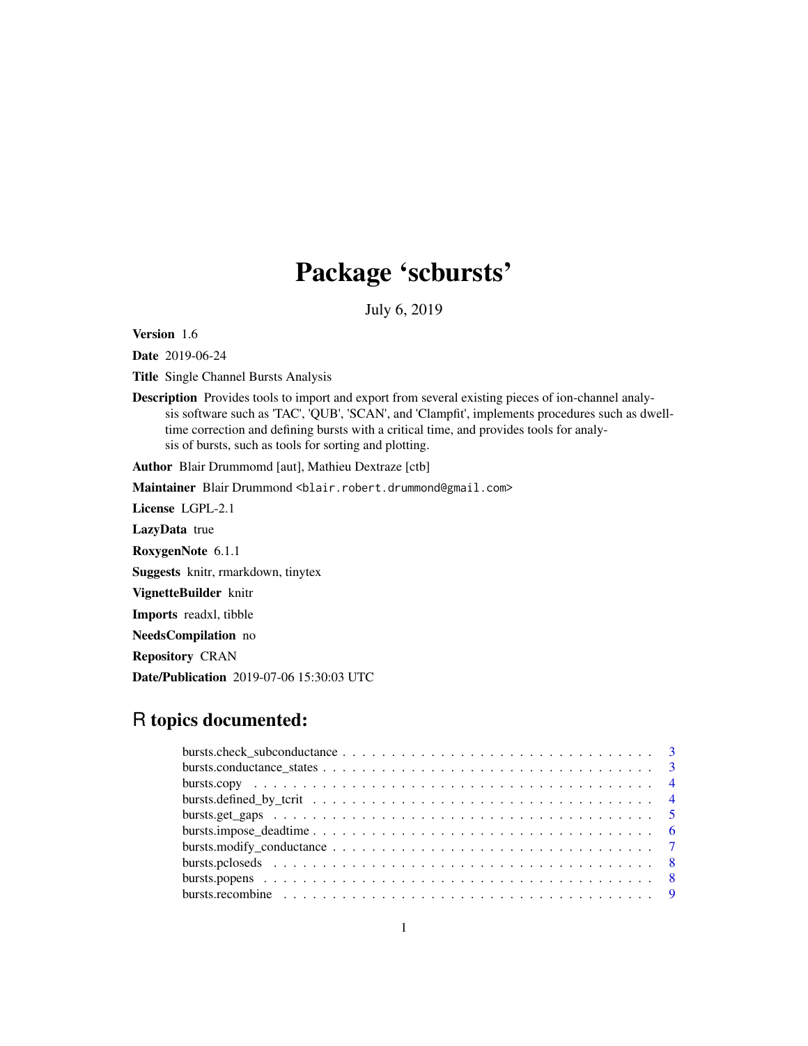# Package 'scbursts'

July 6, 2019

**Version** 1.6

**Date** 2019-06-24

**Title** Single Channel Bursts Analysis

**Description** Provides tools to import and export from several existing pieces of ion-channel analysis software such as 'TAC', 'QUB', 'SCAN', and 'Clampfit', implements procedures such as dwell-time correction and defining bursts with a critical time, and provides tools for analysis of bursts, such as tools for sorting and plotting.

**Author** Blair Drummomd [aut], Mathieu Dextraze [ctb]

**Maintainer** Blair Drummond <blair.robert.drummond@gmail.com>

**License** LGPL-2.1

**LazyData** true

**RoxygenNote** 6.1.1

**Suggests** knitr, rmarkdown, tinytex

**VignetteBuilder** knitr

**Imports** readxl, tibble

**NeedsCompilation** no

**Repository** CRAN

**Date/Publication** 2019-07-06 15:30:03 UTC

## R topics documented:

- bursts.check_subconductance . . . . . . . . . . . . . . . . . . . . . . . . . . . . . . . 3
- bursts.conductance_states . . . . . . . . . . . . . . . . . . . . . . . . . . . . . . . . 3
- bursts.copy . . . . . . . . . . . . . . . . . . . . . . . . . . . . . . . . . . . . . . . . 4
- bursts.defined_by_tcrit . . . . . . . . . . . . . . . . . . . . . . . . . . . . . . . . . 4
- bursts.get_gaps . . . . . . . . . . . . . . . . . . . . . . . . . . . . . . . . . . . . . 5
- bursts.impose_deadtime . . . . . . . . . . . . . . . . . . . . . . . . . . . . . . . . . 6
- bursts.modify_conductance . . . . . . . . . . . . . . . . . . . . . . . . . . . . . . . 7
- bursts.pcloseds . . . . . . . . . . . . . . . . . . . . . . . . . . . . . . . . . . . . . 8
- bursts.popens . . . . . . . . . . . . . . . . . . . . . . . . . . . . . . . . . . . . . . 8
- bursts.recombine . . . . . . . . . . . . . . . . . . . . . . . . . . . . . . . . . . . . 9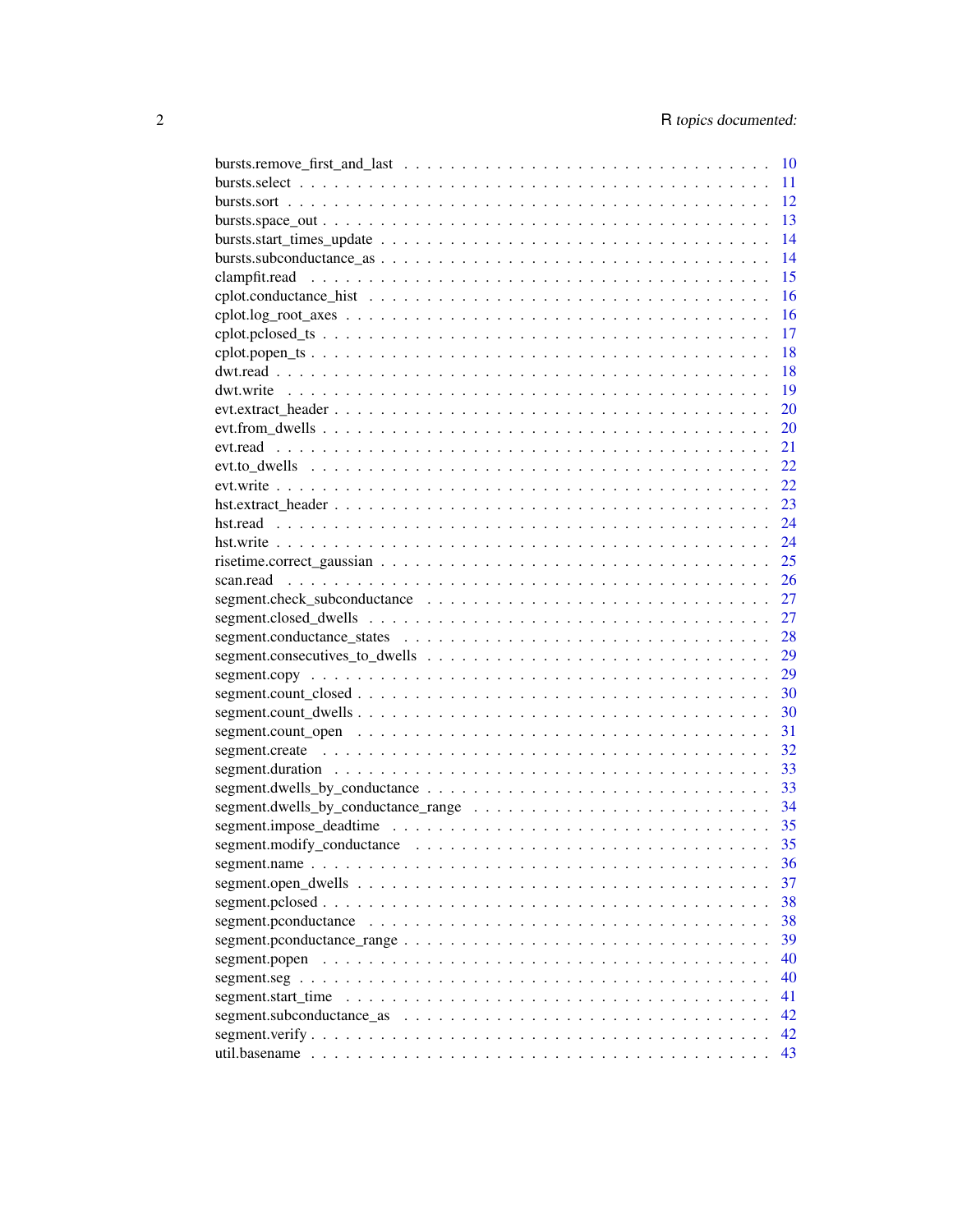bursts.remove_first_and_last . . . . . . . . . . . . . . . . . . . . . . . . . . . . . . . 10
bursts.select . . . . . . . . . . . . . . . . . . . . . . . . . . . . . . . . . . . . . . . 11
bursts.sort . . . . . . . . . . . . . . . . . . . . . . . . . . . . . . . . . . . . . . . . 12
bursts.space_out . . . . . . . . . . . . . . . . . . . . . . . . . . . . . . . . . . . . . 13
bursts.start_times_update . . . . . . . . . . . . . . . . . . . . . . . . . . . . . . . . . 14
bursts.subconductance_as . . . . . . . . . . . . . . . . . . . . . . . . . . . . . . . . . 14
clampfit.read . . . . . . . . . . . . . . . . . . . . . . . . . . . . . . . . . . . . . . . 15
cplot.conductance_hist . . . . . . . . . . . . . . . . . . . . . . . . . . . . . . . . . . 16
cplot.log_root_axes . . . . . . . . . . . . . . . . . . . . . . . . . . . . . . . . . . . . 16
cplot.pclosed_ts . . . . . . . . . . . . . . . . . . . . . . . . . . . . . . . . . . . . . 17
cplot.popen_ts . . . . . . . . . . . . . . . . . . . . . . . . . . . . . . . . . . . . . . 18
dwt.read . . . . . . . . . . . . . . . . . . . . . . . . . . . . . . . . . . . . . . . . . 18
dwt.write . . . . . . . . . . . . . . . . . . . . . . . . . . . . . . . . . . . . . . . . 19
evt.extract_header . . . . . . . . . . . . . . . . . . . . . . . . . . . . . . . . . . . . 20
evt.from_dwells . . . . . . . . . . . . . . . . . . . . . . . . . . . . . . . . . . . . . . 20
evt.read . . . . . . . . . . . . . . . . . . . . . . . . . . . . . . . . . . . . . . . . . 21
evt.to_dwells . . . . . . . . . . . . . . . . . . . . . . . . . . . . . . . . . . . . . . . 22
evt.write . . . . . . . . . . . . . . . . . . . . . . . . . . . . . . . . . . . . . . . . 22
hst.extract_header . . . . . . . . . . . . . . . . . . . . . . . . . . . . . . . . . . . . 23
hst.read . . . . . . . . . . . . . . . . . . . . . . . . . . . . . . . . . . . . . . . . . 24
hst.write . . . . . . . . . . . . . . . . . . . . . . . . . . . . . . . . . . . . . . . . 24
risetime.correct_gaussian . . . . . . . . . . . . . . . . . . . . . . . . . . . . . . . . . 25
scan.read . . . . . . . . . . . . . . . . . . . . . . . . . . . . . . . . . . . . . . . . 26
segment.check_subconductance . . . . . . . . . . . . . . . . . . . . . . . . . . . . . . . 27
segment.closed_dwells . . . . . . . . . . . . . . . . . . . . . . . . . . . . . . . . . . . 27
segment.conductance_states . . . . . . . . . . . . . . . . . . . . . . . . . . . . . . . . 28
segment.consecutives_to_dwells . . . . . . . . . . . . . . . . . . . . . . . . . . . . . . 29
segment.copy . . . . . . . . . . . . . . . . . . . . . . . . . . . . . . . . . . . . . . . 29
segment.count_closed . . . . . . . . . . . . . . . . . . . . . . . . . . . . . . . . . . . 30
segment.count_dwells . . . . . . . . . . . . . . . . . . . . . . . . . . . . . . . . . . . 30
segment.count_open . . . . . . . . . . . . . . . . . . . . . . . . . . . . . . . . . . . . 31
segment.create . . . . . . . . . . . . . . . . . . . . . . . . . . . . . . . . . . . . . . 32
segment.duration . . . . . . . . . . . . . . . . . . . . . . . . . . . . . . . . . . . . . 33
segment.dwells_by_conductance . . . . . . . . . . . . . . . . . . . . . . . . . . . . . . . 33
segment.dwells_by_conductance_range . . . . . . . . . . . . . . . . . . . . . . . . . . . . 34
segment.impose_deadtime . . . . . . . . . . . . . . . . . . . . . . . . . . . . . . . . . . 35
segment.modify_conductance . . . . . . . . . . . . . . . . . . . . . . . . . . . . . . . . 35
segment.name . . . . . . . . . . . . . . . . . . . . . . . . . . . . . . . . . . . . . . . 36
segment.open_dwells . . . . . . . . . . . . . . . . . . . . . . . . . . . . . . . . . . . . 37
segment.pclosed . . . . . . . . . . . . . . . . . . . . . . . . . . . . . . . . . . . . . . 38
segment.pconductance . . . . . . . . . . . . . . . . . . . . . . . . . . . . . . . . . . . 38
segment.pconductance_range . . . . . . . . . . . . . . . . . . . . . . . . . . . . . . . . 39
segment.popen . . . . . . . . . . . . . . . . . . . . . . . . . . . . . . . . . . . . . . . 40
segment.seg . . . . . . . . . . . . . . . . . . . . . . . . . . . . . . . . . . . . . . . . 40
segment.start_time . . . . . . . . . . . . . . . . . . . . . . . . . . . . . . . . . . . . 41
segment.subconductance_as . . . . . . . . . . . . . . . . . . . . . . . . . . . . . . . . . 42
segment.verify . . . . . . . . . . . . . . . . . . . . . . . . . . . . . . . . . . . . . . 42
util.basename . . . . . . . . . . . . . . . . . . . . . . . . . . . . . . . . . . . . . . . 43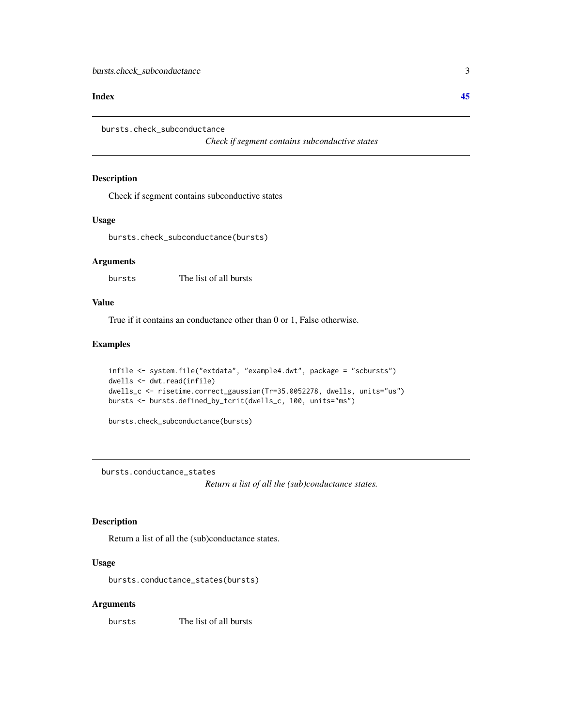**Index** **45**

## bursts.check_subconductance

*Check if segment contains subconductive states*

### Description

Check if segment contains subconductive states

### Usage

```
bursts.check_subconductance(bursts)
```

### Arguments

| | |
|---|---|
| bursts | The list of all bursts |

### Value

True if it contains an conductance other than 0 or 1, False otherwise.

### Examples

```
infile <- system.file("extdata", "example4.dwt", package = "scbursts")
dwells <- dwt.read(infile)
dwells_c <- risetime.correct_gaussian(Tr=35.0052278, dwells, units="us")
bursts <- bursts.defined_by_tcrit(dwells_c, 100, units="ms")

bursts.check_subconductance(bursts)
```

## bursts.conductance_states

*Return a list of all the (sub)conductance states.*

### Description

Return a list of all the (sub)conductance states.

### Usage

```
bursts.conductance_states(bursts)
```

### Arguments

| | |
|---|---|
| bursts | The list of all bursts |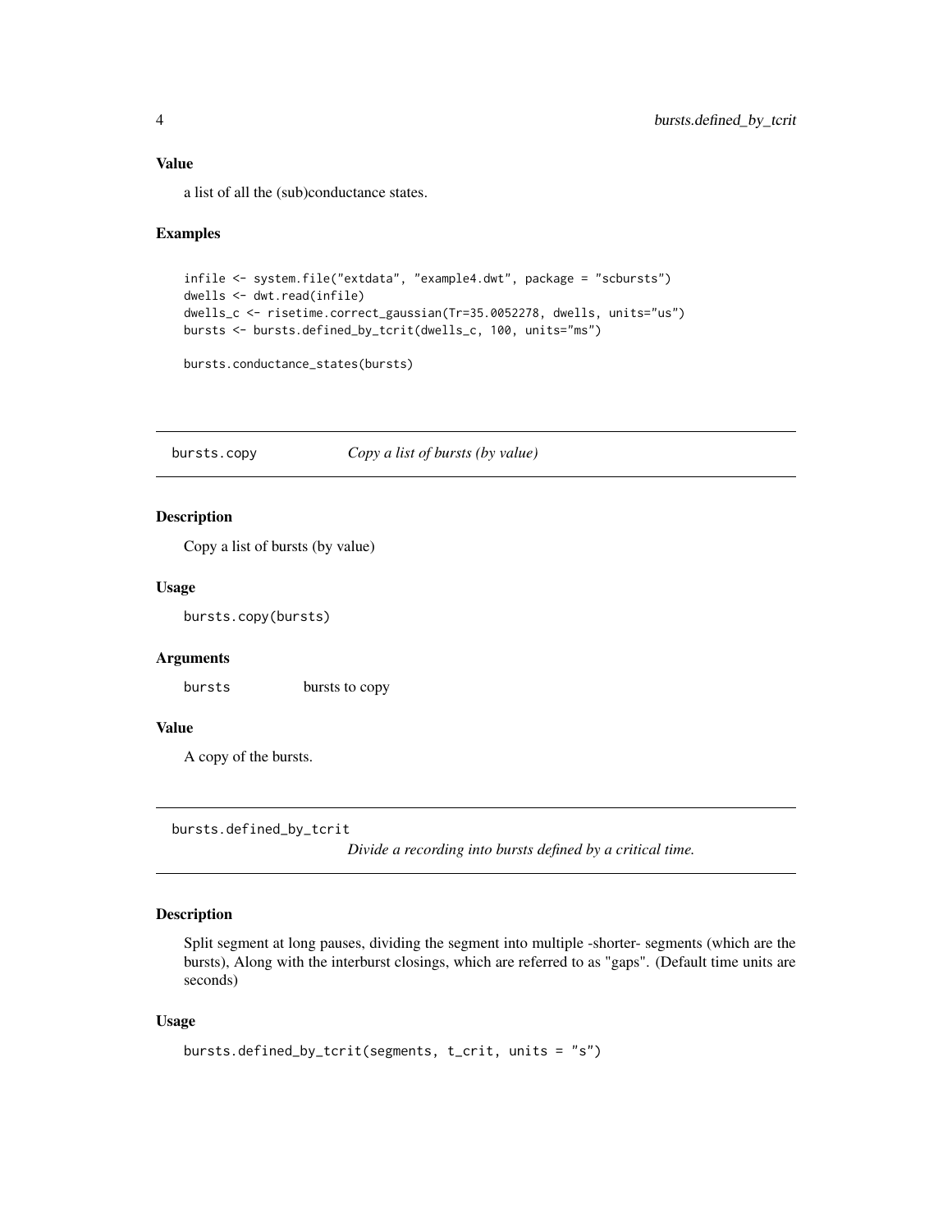### Value

a list of all the (sub)conductance states.

### Examples

```
infile <- system.file("extdata", "example4.dwt", package = "scbursts")
dwells <- dwt.read(infile)
dwells_c <- risetime.correct_gaussian(Tr=35.0052278, dwells, units="us")
bursts <- bursts.defined_by_tcrit(dwells_c, 100, units="ms")

bursts.conductance_states(bursts)
```

## bursts.copy — *Copy a list of bursts (by value)*

### Description

Copy a list of bursts (by value)

### Usage

```
bursts.copy(bursts)
```

### Arguments

| | |
|---|---|
| bursts | bursts to copy |

### Value

A copy of the bursts.

## bursts.defined_by_tcrit — *Divide a recording into bursts defined by a critical time.*

### Description

Split segment at long pauses, dividing the segment into multiple -shorter- segments (which are the bursts), Along with the interburst closings, which are referred to as "gaps". (Default time units are seconds)

### Usage

```
bursts.defined_by_tcrit(segments, t_crit, units = "s")
```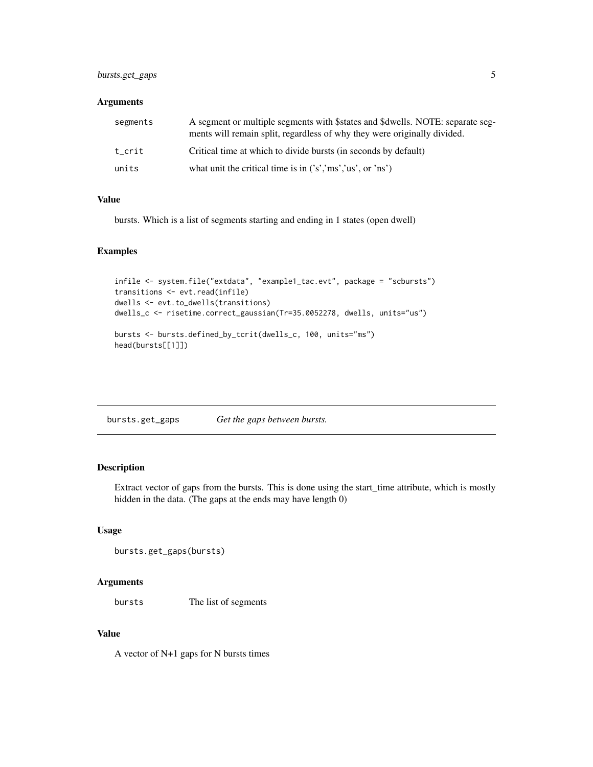### Arguments

| | |
|---|---|
| segments | A segment or multiple segments with $states and $dwells. NOTE: separate segments will remain split, regardless of why they were originally divided. |
| t_crit | Critical time at which to divide bursts (in seconds by default) |
| units | what unit the critical time is in ('s','ms','us', or 'ns') |

### Value

bursts. Which is a list of segments starting and ending in 1 states (open dwell)

### Examples

```
infile <- system.file("extdata", "example1_tac.evt", package = "scbursts")
transitions <- evt.read(infile)
dwells <- evt.to_dwells(transitions)
dwells_c <- risetime.correct_gaussian(Tr=35.0052278, dwells, units="us")

bursts <- bursts.defined_by_tcrit(dwells_c, 100, units="ms")
head(bursts[[1]])
```

---

## bursts.get_gaps    *Get the gaps between bursts.*

### Description

Extract vector of gaps from the bursts. This is done using the start_time attribute, which is mostly hidden in the data. (The gaps at the ends may have length 0)

### Usage

```
bursts.get_gaps(bursts)
```

### Arguments

| | |
|---|---|
| bursts | The list of segments |

### Value

A vector of N+1 gaps for N bursts times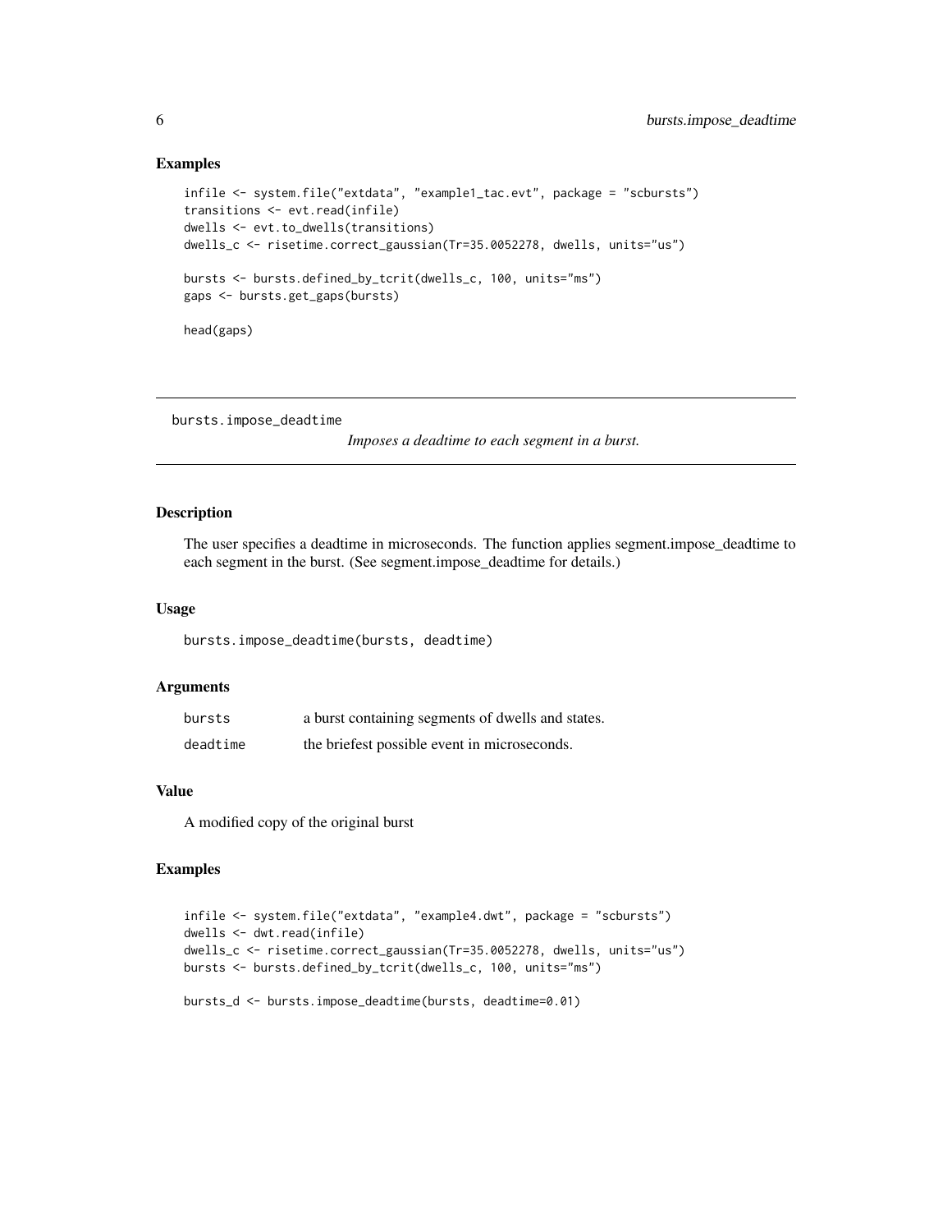## Examples

```
infile <- system.file("extdata", "example1_tac.evt", package = "scbursts")
transitions <- evt.read(infile)
dwells <- evt.to_dwells(transitions)
dwells_c <- risetime.correct_gaussian(Tr=35.0052278, dwells, units="us")

bursts <- bursts.defined_by_tcrit(dwells_c, 100, units="ms")
gaps <- bursts.get_gaps(bursts)

head(gaps)
```

---

# bursts.impose_deadtime

*Imposes a deadtime to each segment in a burst.*

---

## Description

The user specifies a deadtime in microseconds. The function applies segment.impose_deadtime to each segment in the burst. (See segment.impose_deadtime for details.)

## Usage

```
bursts.impose_deadtime(bursts, deadtime)
```

## Arguments

| | |
|---|---|
| `bursts` | a burst containing segments of dwells and states. |
| `deadtime` | the briefest possible event in microseconds. |

## Value

A modified copy of the original burst

## Examples

```
infile <- system.file("extdata", "example4.dwt", package = "scbursts")
dwells <- dwt.read(infile)
dwells_c <- risetime.correct_gaussian(Tr=35.0052278, dwells, units="us")
bursts <- bursts.defined_by_tcrit(dwells_c, 100, units="ms")

bursts_d <- bursts.impose_deadtime(bursts, deadtime=0.01)
```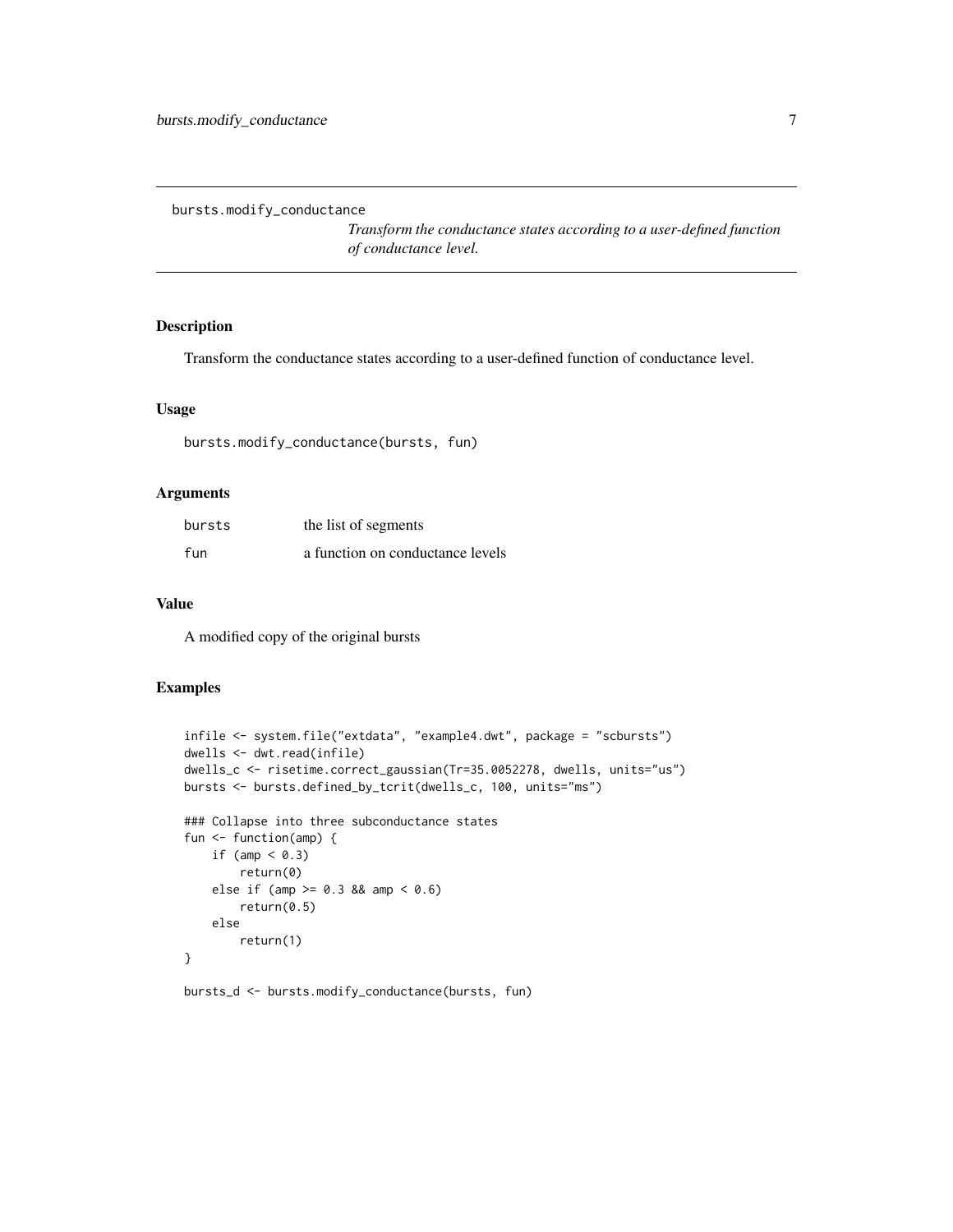## bursts.modify_conductance

*Transform the conductance states according to a user-defined function of conductance level.*

### Description

Transform the conductance states according to a user-defined function of conductance level.

### Usage

```
bursts.modify_conductance(bursts, fun)
```

### Arguments

| | |
|---|---|
| bursts | the list of segments |
| fun | a function on conductance levels |

### Value

A modified copy of the original bursts

### Examples

```
infile <- system.file("extdata", "example4.dwt", package = "scbursts")
dwells <- dwt.read(infile)
dwells_c <- risetime.correct_gaussian(Tr=35.0052278, dwells, units="us")
bursts <- bursts.defined_by_tcrit(dwells_c, 100, units="ms")

### Collapse into three subconductance states
fun <- function(amp) {
    if (amp < 0.3)
        return(0)
    else if (amp >= 0.3 && amp < 0.6)
        return(0.5)
    else
        return(1)
}

bursts_d <- bursts.modify_conductance(bursts, fun)
```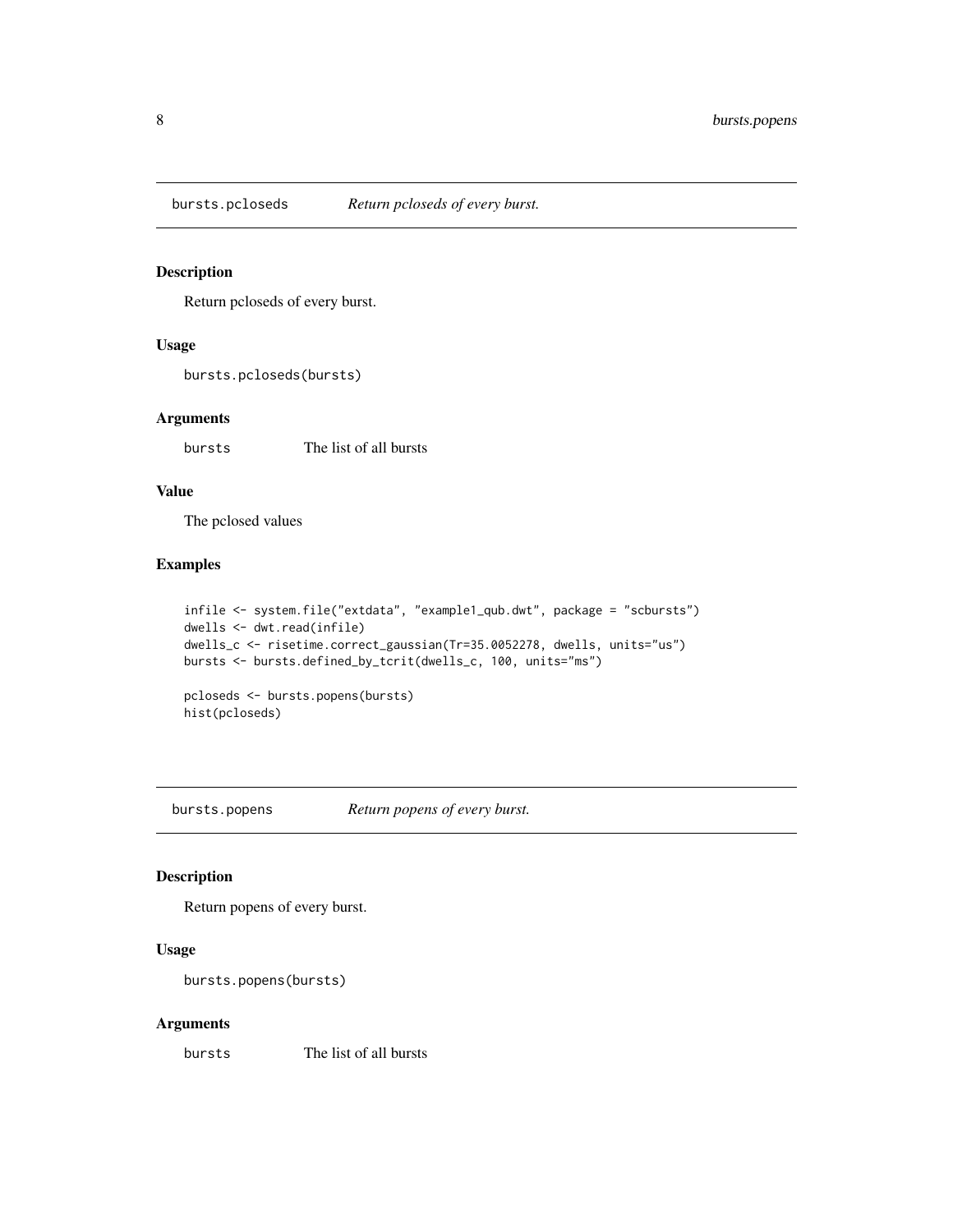## bursts.pcloseds — *Return pcloseds of every burst.*

### Description

Return pcloseds of every burst.

### Usage

```
bursts.pcloseds(bursts)
```

### Arguments

| | |
|---|---|
| bursts | The list of all bursts |

### Value

The pclosed values

### Examples

```
infile <- system.file("extdata", "example1_qub.dwt", package = "scbursts")
dwells <- dwt.read(infile)
dwells_c <- risetime.correct_gaussian(Tr=35.0052278, dwells, units="us")
bursts <- bursts.defined_by_tcrit(dwells_c, 100, units="ms")

pcloseds <- bursts.popens(bursts)
hist(pcloseds)
```

## bursts.popens — *Return popens of every burst.*

### Description

Return popens of every burst.

### Usage

```
bursts.popens(bursts)
```

### Arguments

| | |
|---|---|
| bursts | The list of all bursts |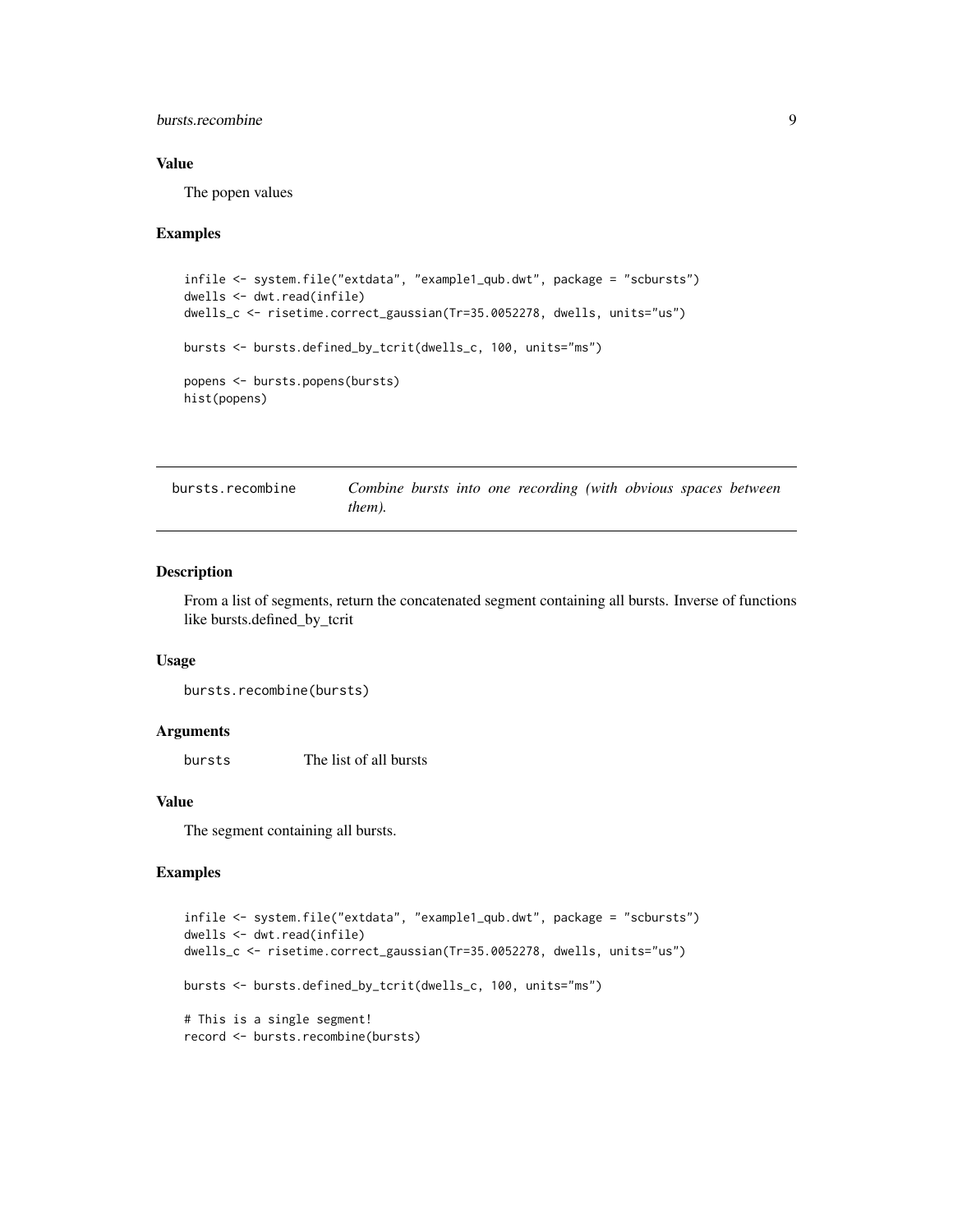### Value

The popen values

### Examples

```
infile <- system.file("extdata", "example1_qub.dwt", package = "scbursts")
dwells <- dwt.read(infile)
dwells_c <- risetime.correct_gaussian(Tr=35.0052278, dwells, units="us")

bursts <- bursts.defined_by_tcrit(dwells_c, 100, units="ms")

popens <- bursts.popens(bursts)
hist(popens)
```

---

## bursts.recombine — *Combine bursts into one recording (with obvious spaces between them).*

---

### Description

From a list of segments, return the concatenated segment containing all bursts. Inverse of functions like bursts.defined_by_tcrit

### Usage

```
bursts.recombine(bursts)
```

### Arguments

| | |
|---|---|
| bursts | The list of all bursts |

### Value

The segment containing all bursts.

### Examples

```
infile <- system.file("extdata", "example1_qub.dwt", package = "scbursts")
dwells <- dwt.read(infile)
dwells_c <- risetime.correct_gaussian(Tr=35.0052278, dwells, units="us")

bursts <- bursts.defined_by_tcrit(dwells_c, 100, units="ms")

# This is a single segment!
record <- bursts.recombine(bursts)
```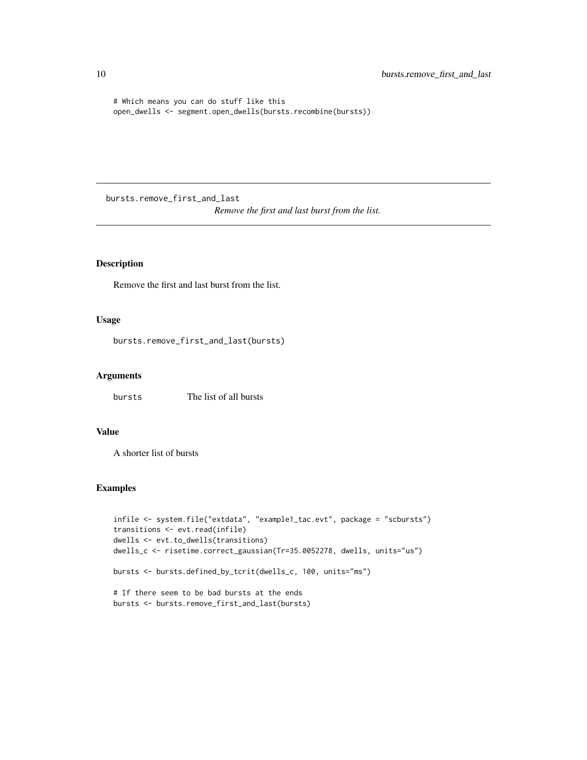```
# Which means you can do stuff like this
open_dwells <- segment.open_dwells(bursts.recombine(bursts))
```

## bursts.remove_first_and_last

*Remove the first and last burst from the list.*

### Description

Remove the first and last burst from the list.

### Usage

```
bursts.remove_first_and_last(bursts)
```

### Arguments

| | |
|---|---|
| bursts | The list of all bursts |

### Value

A shorter list of bursts

### Examples

```
infile <- system.file("extdata", "example1_tac.evt", package = "scbursts")
transitions <- evt.read(infile)
dwells <- evt.to_dwells(transitions)
dwells_c <- risetime.correct_gaussian(Tr=35.0052278, dwells, units="us")

bursts <- bursts.defined_by_tcrit(dwells_c, 100, units="ms")

# If there seem to be bad bursts at the ends
bursts <- bursts.remove_first_and_last(bursts)
```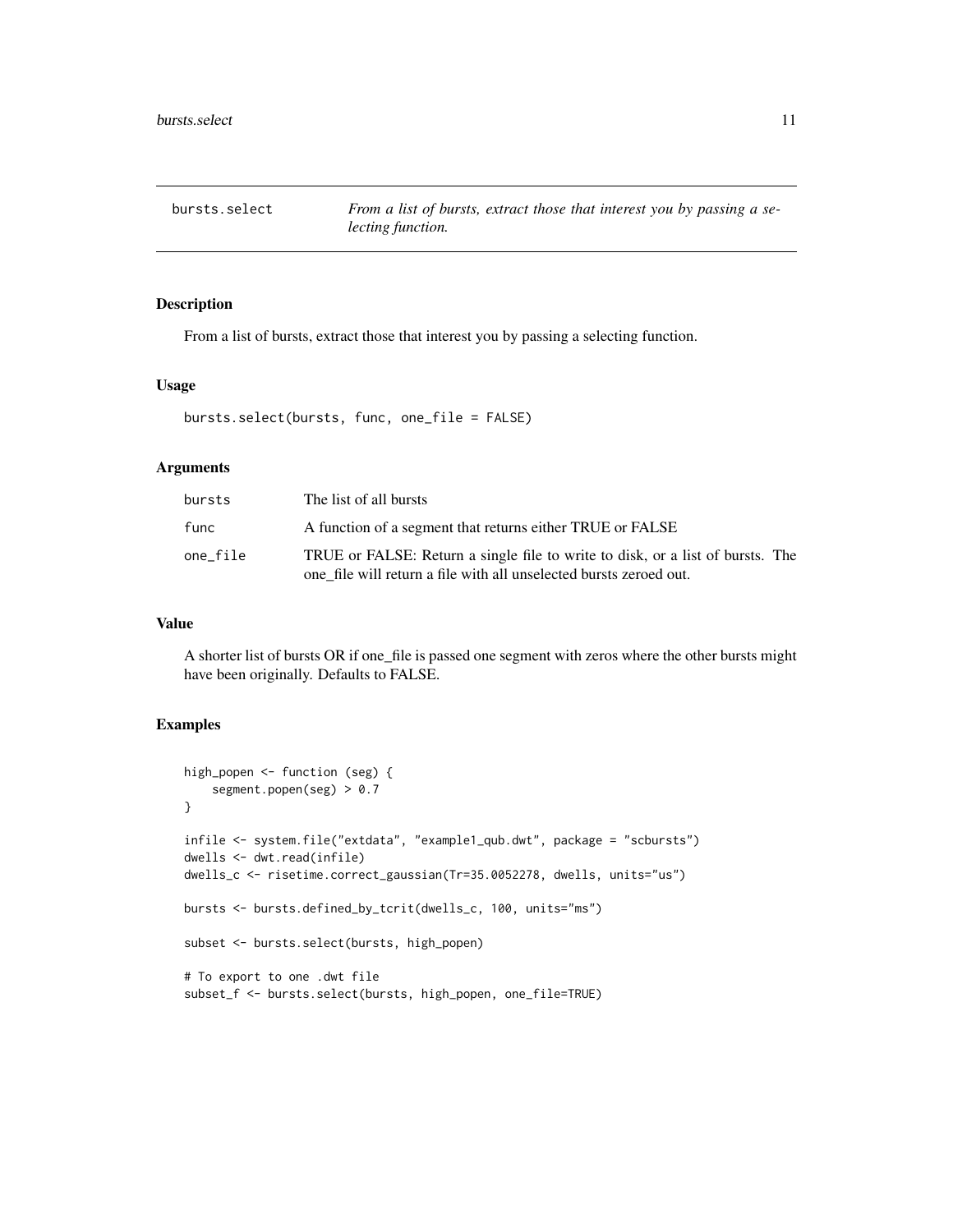# bursts.select

*From a list of bursts, extract those that interest you by passing a selecting function.*

## Description

From a list of bursts, extract those that interest you by passing a selecting function.

## Usage

```
bursts.select(bursts, func, one_file = FALSE)
```

## Arguments

| | |
|---|---|
| bursts | The list of all bursts |
| func | A function of a segment that returns either TRUE or FALSE |
| one_file | TRUE or FALSE: Return a single file to write to disk, or a list of bursts. The one_file will return a file with all unselected bursts zeroed out. |

## Value

A shorter list of bursts OR if one_file is passed one segment with zeros where the other bursts might have been originally. Defaults to FALSE.

## Examples

```
high_popen <- function (seg) {
    segment.popen(seg) > 0.7
}

infile <- system.file("extdata", "example1_qub.dwt", package = "scbursts")
dwells <- dwt.read(infile)
dwells_c <- risetime.correct_gaussian(Tr=35.0052278, dwells, units="us")

bursts <- bursts.defined_by_tcrit(dwells_c, 100, units="ms")

subset <- bursts.select(bursts, high_popen)

# To export to one .dwt file
subset_f <- bursts.select(bursts, high_popen, one_file=TRUE)
```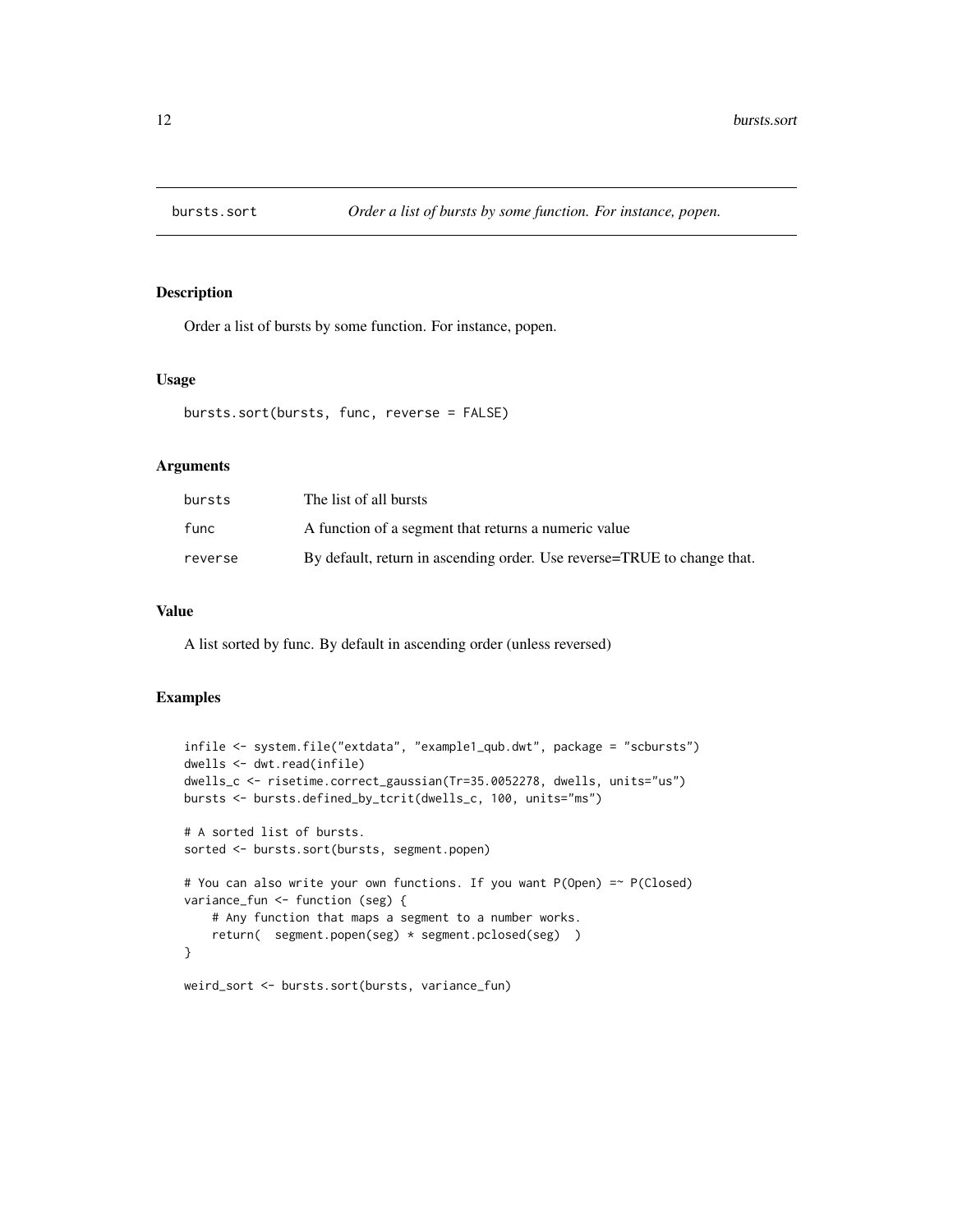# bursts.sort — *Order a list of bursts by some function. For instance, popen.*

## Description

Order a list of bursts by some function. For instance, popen.

## Usage

```
bursts.sort(bursts, func, reverse = FALSE)
```

## Arguments

| | |
|---|---|
| bursts | The list of all bursts |
| func | A function of a segment that returns a numeric value |
| reverse | By default, return in ascending order. Use reverse=TRUE to change that. |

## Value

A list sorted by func. By default in ascending order (unless reversed)

## Examples

```
infile <- system.file("extdata", "example1_qub.dwt", package = "scbursts")
dwells <- dwt.read(infile)
dwells_c <- risetime.correct_gaussian(Tr=35.0052278, dwells, units="us")
bursts <- bursts.defined_by_tcrit(dwells_c, 100, units="ms")

# A sorted list of bursts.
sorted <- bursts.sort(bursts, segment.popen)

# You can also write your own functions. If you want P(Open) =~ P(Closed)
variance_fun <- function (seg) {
    # Any function that maps a segment to a number works.
    return(  segment.popen(seg) * segment.pclosed(seg)  )
}

weird_sort <- bursts.sort(bursts, variance_fun)
```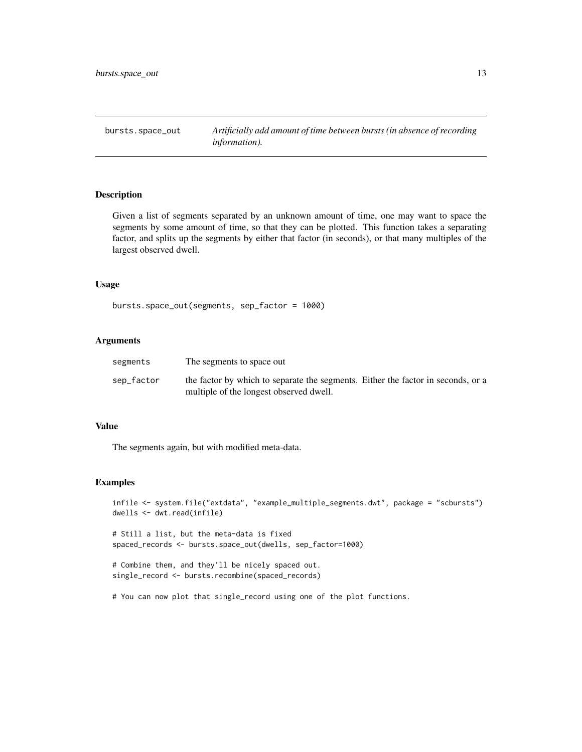## bursts.space_out

*Artificially add amount of time between bursts (in absence of recording information).*

### Description

Given a list of segments separated by an unknown amount of time, one may want to space the segments by some amount of time, so that they can be plotted. This function takes a separating factor, and splits up the segments by either that factor (in seconds), or that many multiples of the largest observed dwell.

### Usage

```
bursts.space_out(segments, sep_factor = 1000)
```

### Arguments

| | |
|---|---|
| segments | The segments to space out |
| sep_factor | the factor by which to separate the segments. Either the factor in seconds, or a multiple of the longest observed dwell. |

### Value

The segments again, but with modified meta-data.

### Examples

```
infile <- system.file("extdata", "example_multiple_segments.dwt", package = "scbursts")
dwells <- dwt.read(infile)

# Still a list, but the meta-data is fixed
spaced_records <- bursts.space_out(dwells, sep_factor=1000)

# Combine them, and they'll be nicely spaced out.
single_record <- bursts.recombine(spaced_records)

# You can now plot that single_record using one of the plot functions.
```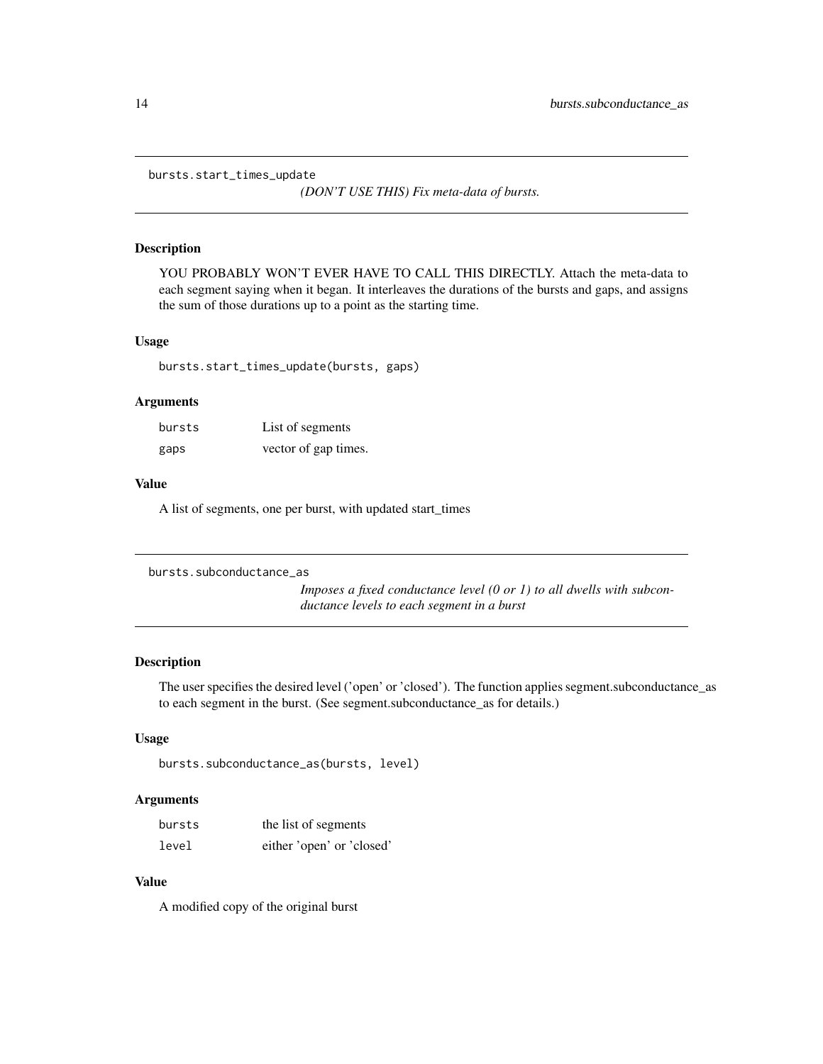## bursts.start_times_update

*(DON'T USE THIS) Fix meta-data of bursts.*

### Description

YOU PROBABLY WON'T EVER HAVE TO CALL THIS DIRECTLY. Attach the meta-data to each segment saying when it began. It interleaves the durations of the bursts and gaps, and assigns the sum of those durations up to a point as the starting time.

### Usage

```
bursts.start_times_update(bursts, gaps)
```

### Arguments

| | |
|---|---|
| bursts | List of segments |
| gaps | vector of gap times. |

### Value

A list of segments, one per burst, with updated start_times

## bursts.subconductance_as

*Imposes a fixed conductance level (0 or 1) to all dwells with subconductance levels to each segment in a burst*

### Description

The user specifies the desired level ('open' or 'closed'). The function applies segment.subconductance_as to each segment in the burst. (See segment.subconductance_as for details.)

### Usage

```
bursts.subconductance_as(bursts, level)
```

### Arguments

| | |
|---|---|
| bursts | the list of segments |
| level | either 'open' or 'closed' |

### Value

A modified copy of the original burst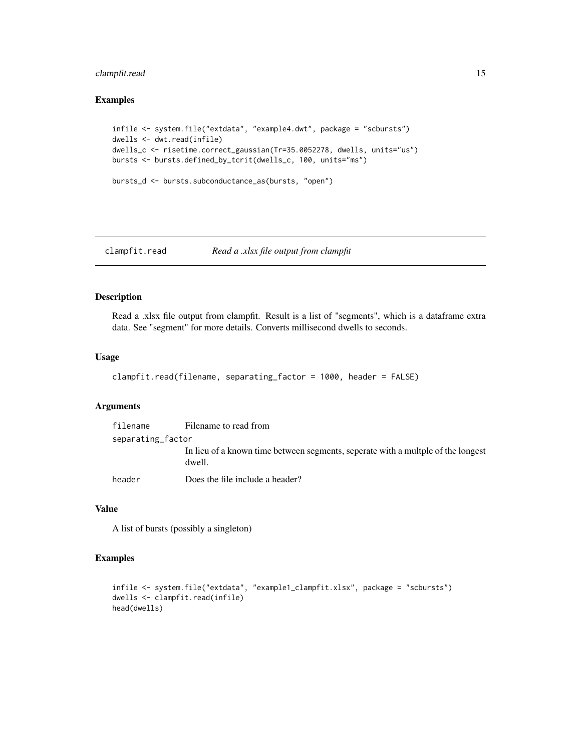## Examples

```
infile <- system.file("extdata", "example4.dwt", package = "scbursts")
dwells <- dwt.read(infile)
dwells_c <- risetime.correct_gaussian(Tr=35.0052278, dwells, units="us")
bursts <- bursts.defined_by_tcrit(dwells_c, 100, units="ms")

bursts_d <- bursts.subconductance_as(bursts, "open")
```

---

# clampfit.read — *Read a .xlsx file output from clampfit*

## Description

Read a .xlsx file output from clampfit. Result is a list of "segments", which is a dataframe extra data. See "segment" for more details. Converts millisecond dwells to seconds.

## Usage

```
clampfit.read(filename, separating_factor = 1000, header = FALSE)
```

## Arguments

| | |
|---|---|
| `filename` | Filename to read from |
| `separating_factor` | In lieu of a known time between segments, seperate with a multple of the longest dwell. |
| `header` | Does the file include a header? |

## Value

A list of bursts (possibly a singleton)

## Examples

```
infile <- system.file("extdata", "example1_clampfit.xlsx", package = "scbursts")
dwells <- clampfit.read(infile)
head(dwells)
```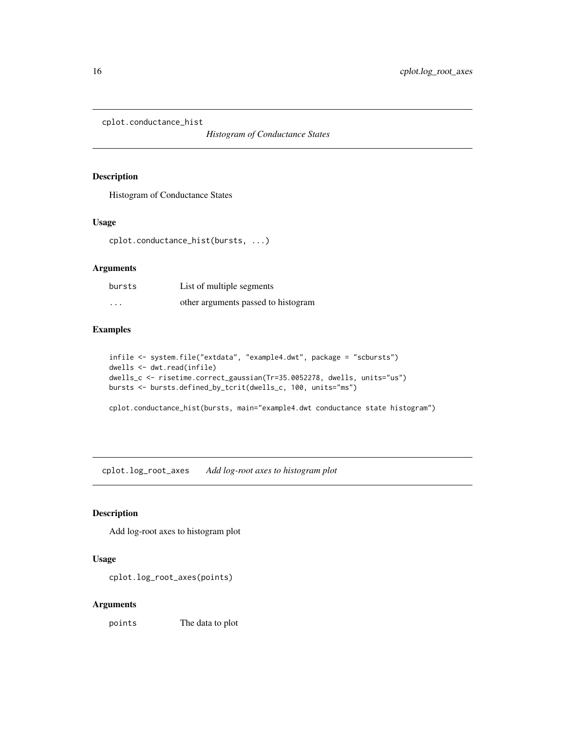## cplot.conductance_hist

*Histogram of Conductance States*

### Description

Histogram of Conductance States

### Usage

```
cplot.conductance_hist(bursts, ...)
```

### Arguments

| | |
|---|---|
| bursts | List of multiple segments |
| ... | other arguments passed to histogram |

### Examples

```
infile <- system.file("extdata", "example4.dwt", package = "scbursts")
dwells <- dwt.read(infile)
dwells_c <- risetime.correct_gaussian(Tr=35.0052278, dwells, units="us")
bursts <- bursts.defined_by_tcrit(dwells_c, 100, units="ms")

cplot.conductance_hist(bursts, main="example4.dwt conductance state histogram")
```

## cplot.log_root_axes

*Add log-root axes to histogram plot*

### Description

Add log-root axes to histogram plot

### Usage

```
cplot.log_root_axes(points)
```

### Arguments

| | |
|---|---|
| points | The data to plot |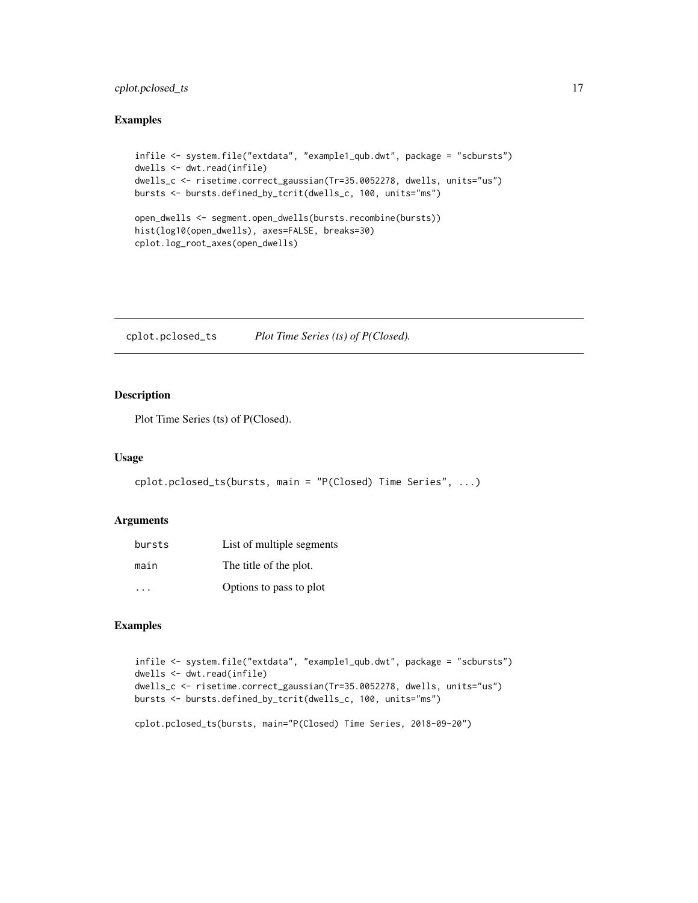## Examples

```
infile <- system.file("extdata", "example1_qub.dwt", package = "scbursts")
dwells <- dwt.read(infile)
dwells_c <- risetime.correct_gaussian(Tr=35.0052278, dwells, units="us")
bursts <- bursts.defined_by_tcrit(dwells_c, 100, units="ms")

open_dwells <- segment.open_dwells(bursts.recombine(bursts))
hist(log10(open_dwells), axes=FALSE, breaks=30)
cplot.log_root_axes(open_dwells)
```

---

# cplot.pclosed_ts *Plot Time Series (ts) of P(Closed).*

---

## Description

Plot Time Series (ts) of P(Closed).

## Usage

```
cplot.pclosed_ts(bursts, main = "P(Closed) Time Series", ...)
```

## Arguments

| | |
|---|---|
| bursts | List of multiple segments |
| main | The title of the plot. |
| ... | Options to pass to plot |

## Examples

```
infile <- system.file("extdata", "example1_qub.dwt", package = "scbursts")
dwells <- dwt.read(infile)
dwells_c <- risetime.correct_gaussian(Tr=35.0052278, dwells, units="us")
bursts <- bursts.defined_by_tcrit(dwells_c, 100, units="ms")

cplot.pclosed_ts(bursts, main="P(Closed) Time Series, 2018-09-20")
```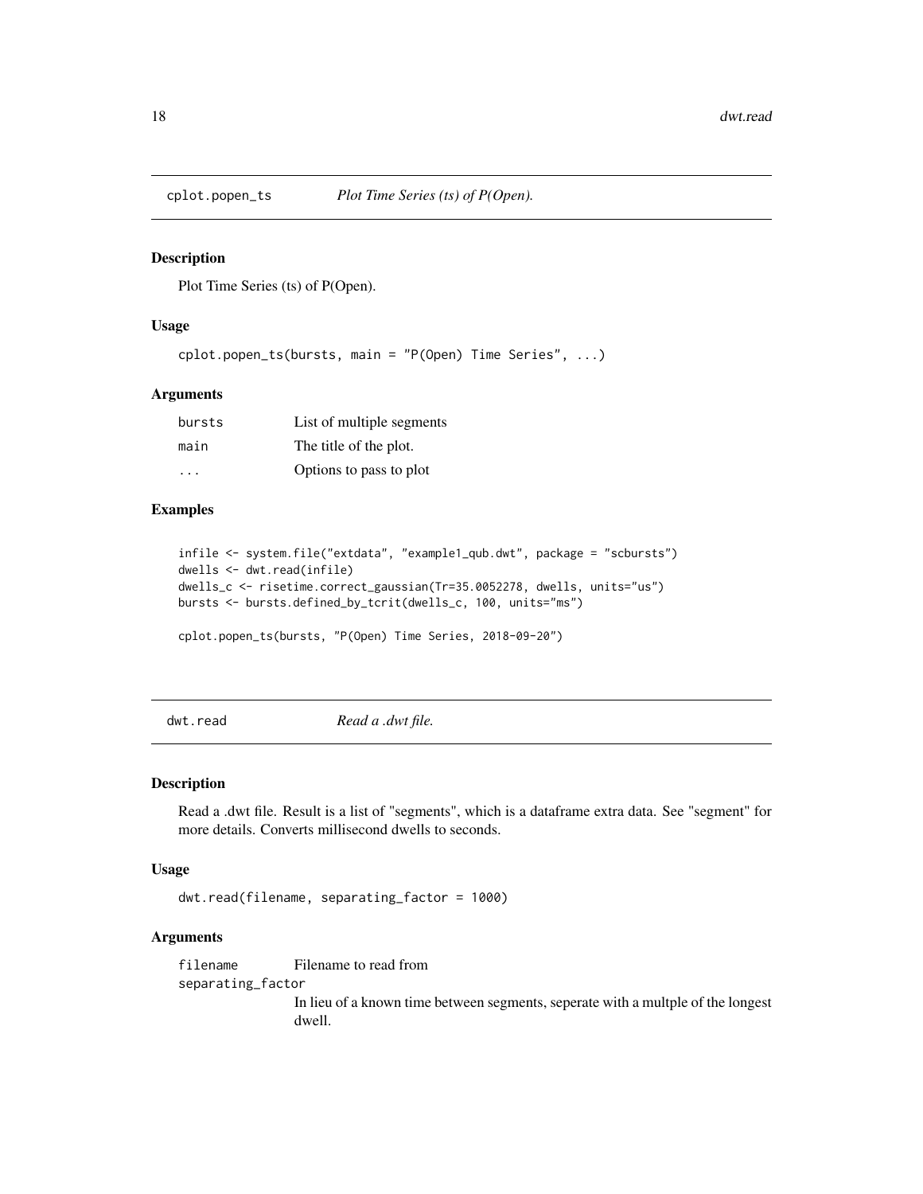## cplot.popen_ts — *Plot Time Series (ts) of P(Open).*

### Description

Plot Time Series (ts) of P(Open).

### Usage

```
cplot.popen_ts(bursts, main = "P(Open) Time Series", ...)
```

### Arguments

| | |
|---|---|
| bursts | List of multiple segments |
| main | The title of the plot. |
| ... | Options to pass to plot |

### Examples

```
infile <- system.file("extdata", "example1_qub.dwt", package = "scbursts")
dwells <- dwt.read(infile)
dwells_c <- risetime.correct_gaussian(Tr=35.0052278, dwells, units="us")
bursts <- bursts.defined_by_tcrit(dwells_c, 100, units="ms")

cplot.popen_ts(bursts, "P(Open) Time Series, 2018-09-20")
```

## dwt.read — *Read a .dwt file.*

### Description

Read a .dwt file. Result is a list of "segments", which is a dataframe extra data. See "segment" for more details. Converts millisecond dwells to seconds.

### Usage

```
dwt.read(filename, separating_factor = 1000)
```

### Arguments

| | |
|---|---|
| filename | Filename to read from |
| separating_factor | In lieu of a known time between segments, seperate with a multple of the longest dwell. |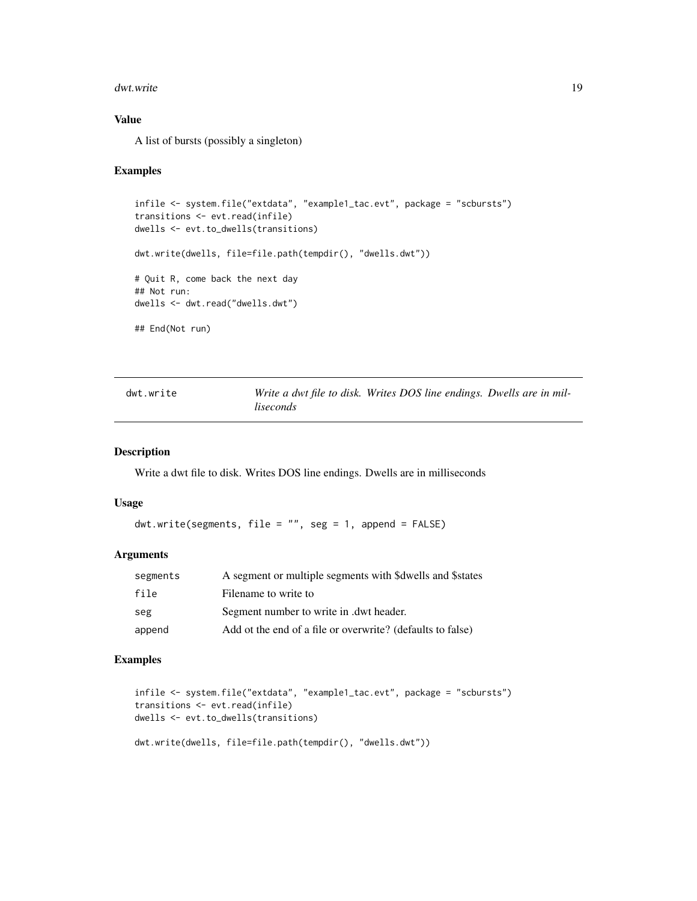### Value

A list of bursts (possibly a singleton)

### Examples

```
infile <- system.file("extdata", "example1_tac.evt", package = "scbursts")
transitions <- evt.read(infile)
dwells <- evt.to_dwells(transitions)

dwt.write(dwells, file=file.path(tempdir(), "dwells.dwt"))

# Quit R, come back the next day
## Not run:
dwells <- dwt.read("dwells.dwt")

## End(Not run)
```

---

## dwt.write — *Write a dwt file to disk. Writes DOS line endings. Dwells are in milliseconds*

### Description

Write a dwt file to disk. Writes DOS line endings. Dwells are in milliseconds

### Usage

```
dwt.write(segments, file = "", seg = 1, append = FALSE)
```

### Arguments

| | |
|---|---|
| segments | A segment or multiple segments with $dwells and $states |
| file | Filename to write to |
| seg | Segment number to write in .dwt header. |
| append | Add ot the end of a file or overwrite? (defaults to false) |

### Examples

```
infile <- system.file("extdata", "example1_tac.evt", package = "scbursts")
transitions <- evt.read(infile)
dwells <- evt.to_dwells(transitions)

dwt.write(dwells, file=file.path(tempdir(), "dwells.dwt"))
```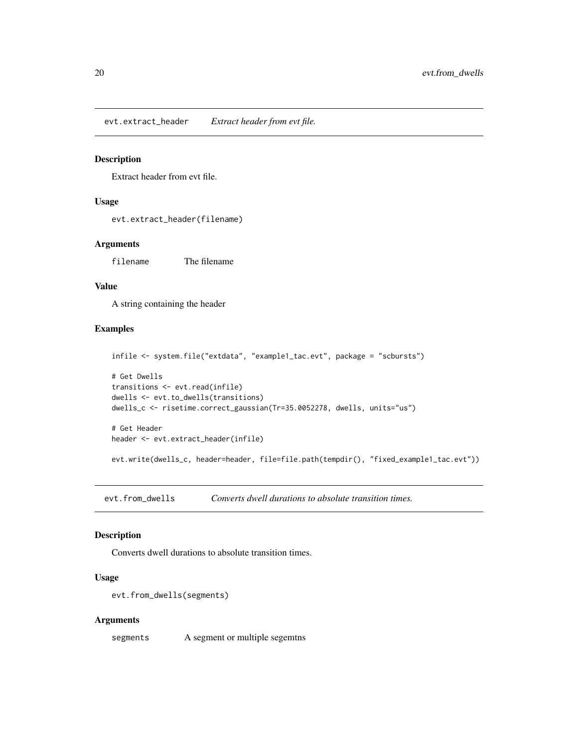## evt.extract_header — *Extract header from evt file.*

### Description

Extract header from evt file.

### Usage

```
evt.extract_header(filename)
```

### Arguments

| | |
|---|---|
| filename | The filename |

### Value

A string containing the header

### Examples

```
infile <- system.file("extdata", "example1_tac.evt", package = "scbursts")

# Get Dwells
transitions <- evt.read(infile)
dwells <- evt.to_dwells(transitions)
dwells_c <- risetime.correct_gaussian(Tr=35.0052278, dwells, units="us")

# Get Header
header <- evt.extract_header(infile)

evt.write(dwells_c, header=header, file=file.path(tempdir(), "fixed_example1_tac.evt"))
```

## evt.from_dwells — *Converts dwell durations to absolute transition times.*

### Description

Converts dwell durations to absolute transition times.

### Usage

```
evt.from_dwells(segments)
```

### Arguments

| | |
|---|---|
| segments | A segment or multiple segemtns |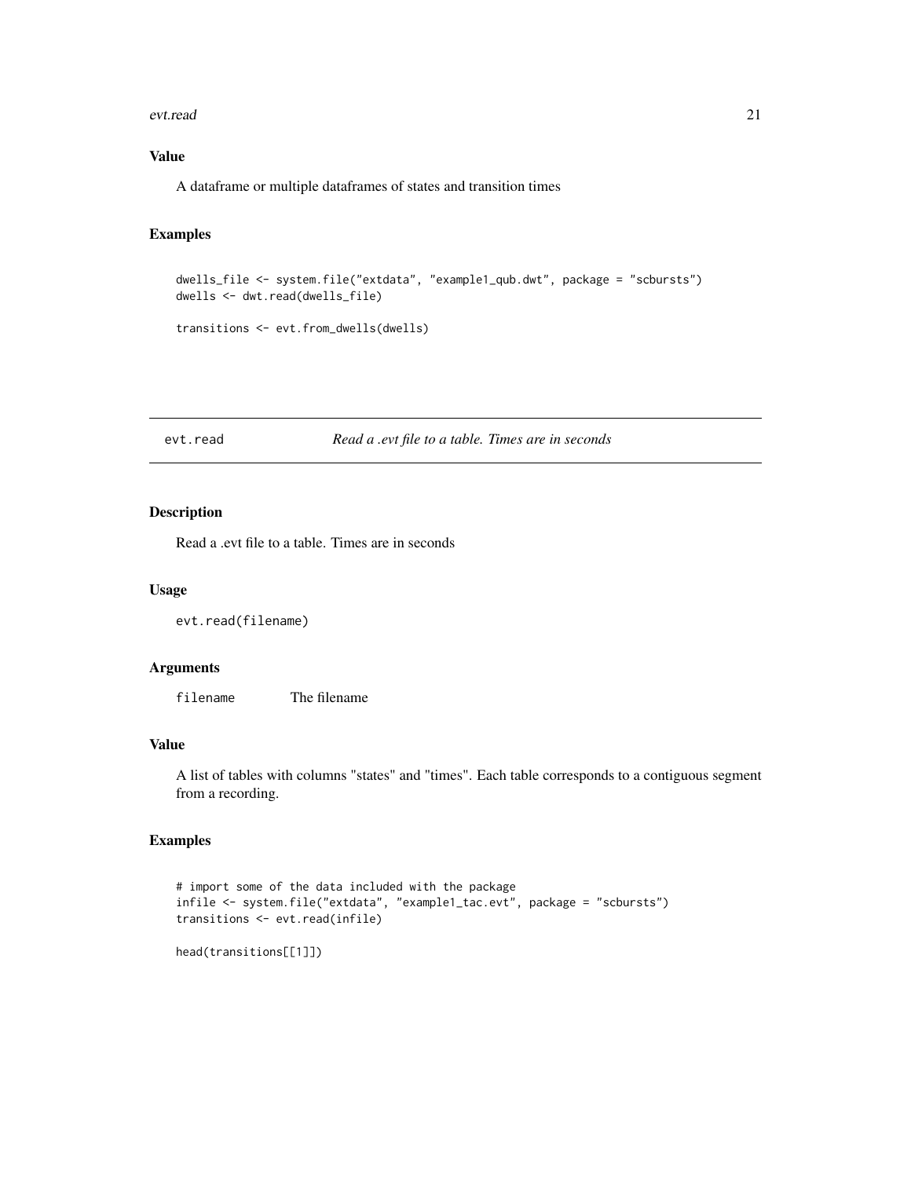### Value

A dataframe or multiple dataframes of states and transition times

### Examples

```
dwells_file <- system.file("extdata", "example1_qub.dwt", package = "scbursts")
dwells <- dwt.read(dwells_file)

transitions <- evt.from_dwells(dwells)
```

---

## evt.read — *Read a .evt file to a table. Times are in seconds*

---

### Description

Read a .evt file to a table. Times are in seconds

### Usage

```
evt.read(filename)
```

### Arguments

| | |
|---|---|
| filename | The filename |

### Value

A list of tables with columns "states" and "times". Each table corresponds to a contiguous segment from a recording.

### Examples

```
# import some of the data included with the package
infile <- system.file("extdata", "example1_tac.evt", package = "scbursts")
transitions <- evt.read(infile)

head(transitions[[1]])
```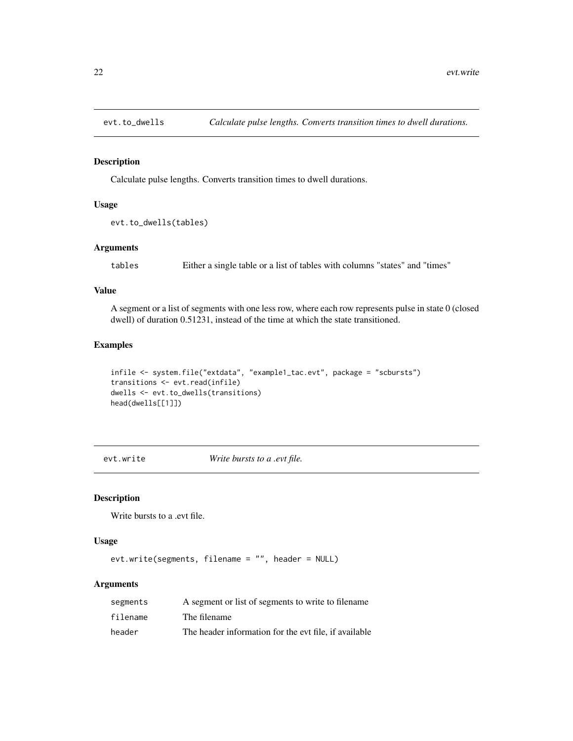## evt.to_dwells — *Calculate pulse lengths. Converts transition times to dwell durations.*

### Description

Calculate pulse lengths. Converts transition times to dwell durations.

### Usage

```
evt.to_dwells(tables)
```

### Arguments

| | |
|---|---|
| tables | Either a single table or a list of tables with columns "states" and "times" |

### Value

A segment or a list of segments with one less row, where each row represents pulse in state 0 (closed dwell) of duration 0.51231, instead of the time at which the state transitioned.

### Examples

```
infile <- system.file("extdata", "example1_tac.evt", package = "scbursts")
transitions <- evt.read(infile)
dwells <- evt.to_dwells(transitions)
head(dwells[[1]])
```

## evt.write — *Write bursts to a .evt file.*

### Description

Write bursts to a .evt file.

### Usage

```
evt.write(segments, filename = "", header = NULL)
```

### Arguments

| | |
|---|---|
| segments | A segment or list of segments to write to filename |
| filename | The filename |
| header | The header information for the evt file, if available |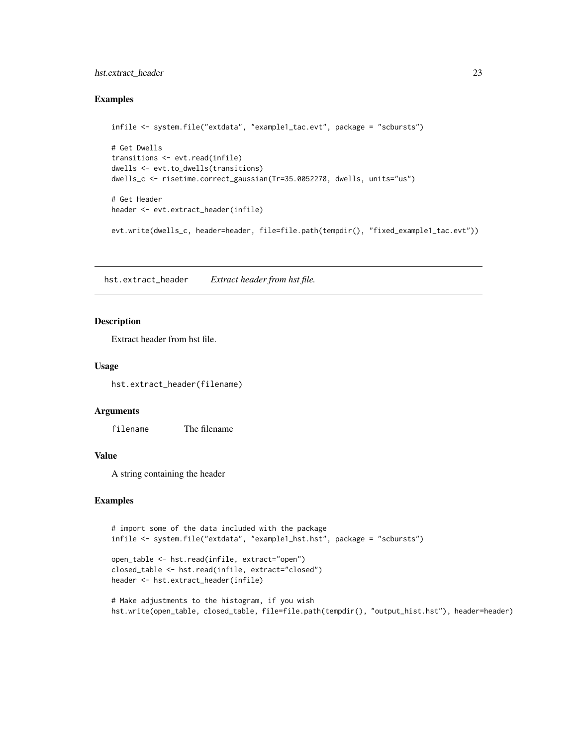### Examples

```
infile <- system.file("extdata", "example1_tac.evt", package = "scbursts")

# Get Dwells
transitions <- evt.read(infile)
dwells <- evt.to_dwells(transitions)
dwells_c <- risetime.correct_gaussian(Tr=35.0052278, dwells, units="us")

# Get Header
header <- evt.extract_header(infile)

evt.write(dwells_c, header=header, file=file.path(tempdir(), "fixed_example1_tac.evt"))
```

---

## hst.extract_header    *Extract header from hst file.*

---

### Description

Extract header from hst file.

### Usage

```
hst.extract_header(filename)
```

### Arguments

| | |
|---|---|
| filename | The filename |

### Value

A string containing the header

### Examples

```
# import some of the data included with the package
infile <- system.file("extdata", "example1_hst.hst", package = "scbursts")

open_table <- hst.read(infile, extract="open")
closed_table <- hst.read(infile, extract="closed")
header <- hst.extract_header(infile)

# Make adjustments to the histogram, if you wish
hst.write(open_table, closed_table, file=file.path(tempdir(), "output_hist.hst"), header=header)
```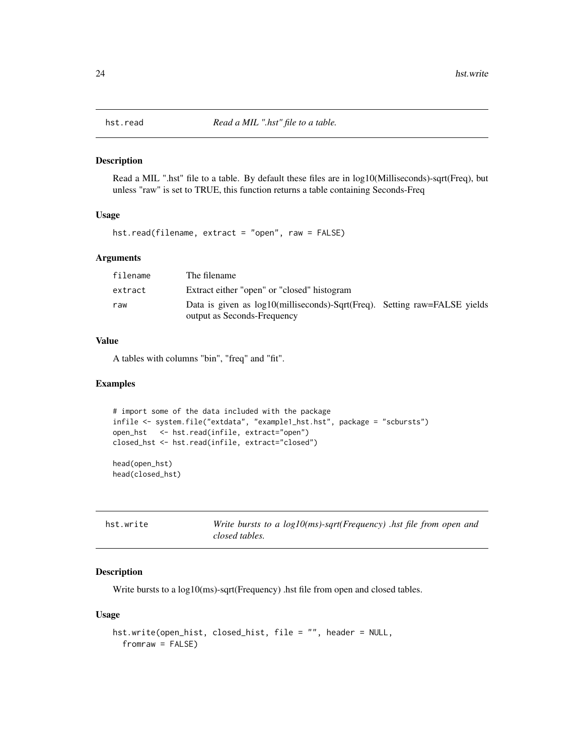## hst.read — *Read a MIL ".hst" file to a table.*

### Description

Read a MIL ".hst" file to a table. By default these files are in log10(Milliseconds)-sqrt(Freq), but unless "raw" is set to TRUE, this function returns a table containing Seconds-Freq

### Usage

```
hst.read(filename, extract = "open", raw = FALSE)
```

### Arguments

| | |
|---|---|
| `filename` | The filename |
| `extract` | Extract either "open" or "closed" histogram |
| `raw` | Data is given as log10(milliseconds)-Sqrt(Freq). Setting raw=FALSE yields output as Seconds-Frequency |

### Value

A tables with columns "bin", "freq" and "fit".

### Examples

```
# import some of the data included with the package
infile <- system.file("extdata", "example1_hst.hst", package = "scbursts")
open_hst   <- hst.read(infile, extract="open")
closed_hst <- hst.read(infile, extract="closed")

head(open_hst)
head(closed_hst)
```

## hst.write — *Write bursts to a log10(ms)-sqrt(Frequency) .hst file from open and closed tables.*

### Description

Write bursts to a log10(ms)-sqrt(Frequency) .hst file from open and closed tables.

### Usage

```
hst.write(open_hist, closed_hist, file = "", header = NULL,
  fromraw = FALSE)
```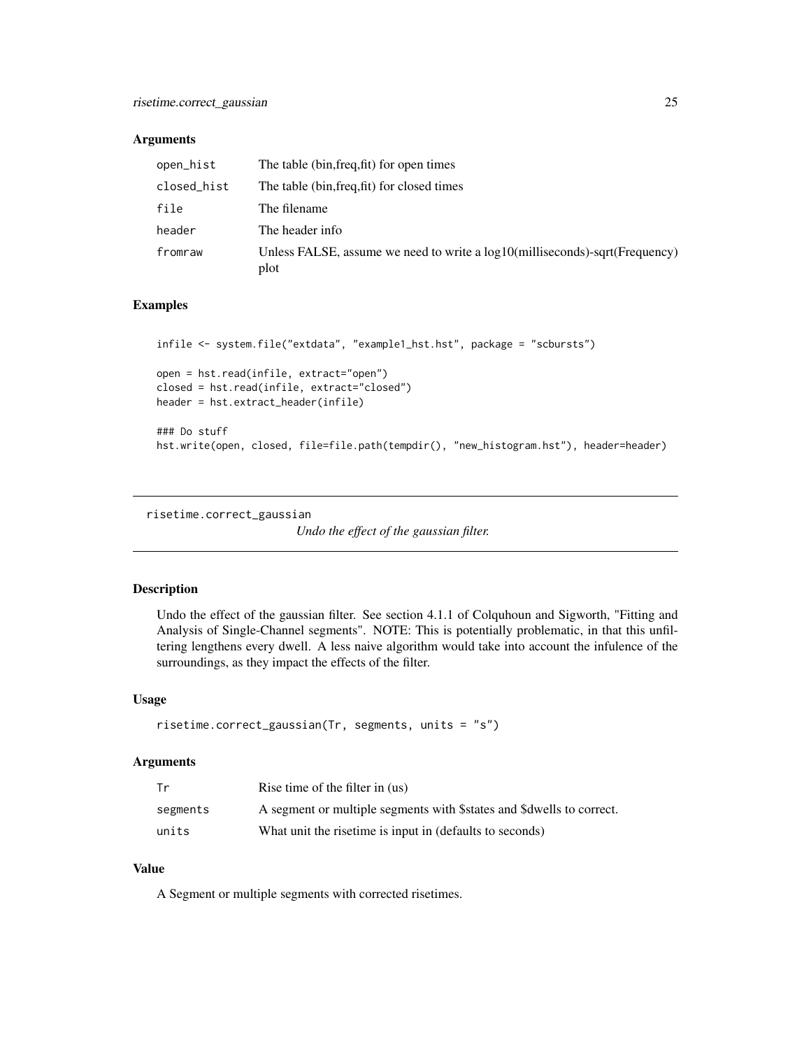### Arguments

| | |
|---|---|
| open_hist | The table (bin,freq,fit) for open times |
| closed_hist | The table (bin,freq,fit) for closed times |
| file | The filename |
| header | The header info |
| fromraw | Unless FALSE, assume we need to write a log10(milliseconds)-sqrt(Frequency) plot |

### Examples

```
infile <- system.file("extdata", "example1_hst.hst", package = "scbursts")

open = hst.read(infile, extract="open")
closed = hst.read(infile, extract="closed")
header = hst.extract_header(infile)

### Do stuff
hst.write(open, closed, file=file.path(tempdir(), "new_histogram.hst"), header=header)
```

---

## risetime.correct_gaussian

*Undo the effect of the gaussian filter.*

### Description

Undo the effect of the gaussian filter. See section 4.1.1 of Colquhoun and Sigworth, "Fitting and Analysis of Single-Channel segments". NOTE: This is potentially problematic, in that this unfiltering lengthens every dwell. A less naive algorithm would take into account the infulence of the surroundings, as they impact the effects of the filter.

### Usage

```
risetime.correct_gaussian(Tr, segments, units = "s")
```

### Arguments

| | |
|---|---|
| Tr | Rise time of the filter in (us) |
| segments | A segment or multiple segments with $states and $dwells to correct. |
| units | What unit the risetime is input in (defaults to seconds) |

### Value

A Segment or multiple segments with corrected risetimes.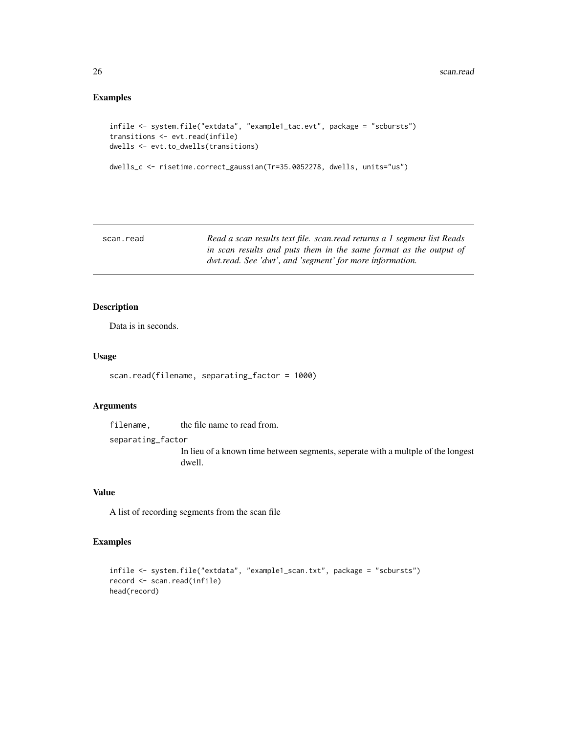## Examples

```
infile <- system.file("extdata", "example1_tac.evt", package = "scbursts")
transitions <- evt.read(infile)
dwells <- evt.to_dwells(transitions)

dwells_c <- risetime.correct_gaussian(Tr=35.0052278, dwells, units="us")
```

---

| scan.read | *Read a scan results text file. scan.read returns a 1 segment list Reads in scan results and puts them in the same format as the output of dwt.read. See 'dwt', and 'segment' for more information.* |
|---|---|

---

### Description

Data is in seconds.

### Usage

```
scan.read(filename, separating_factor = 1000)
```

### Arguments

| | |
|---|---|
| filename, | the file name to read from. |
| separating_factor | In lieu of a known time between segments, seperate with a multple of the longest dwell. |

### Value

A list of recording segments from the scan file

### Examples

```
infile <- system.file("extdata", "example1_scan.txt", package = "scbursts")
record <- scan.read(infile)
head(record)
```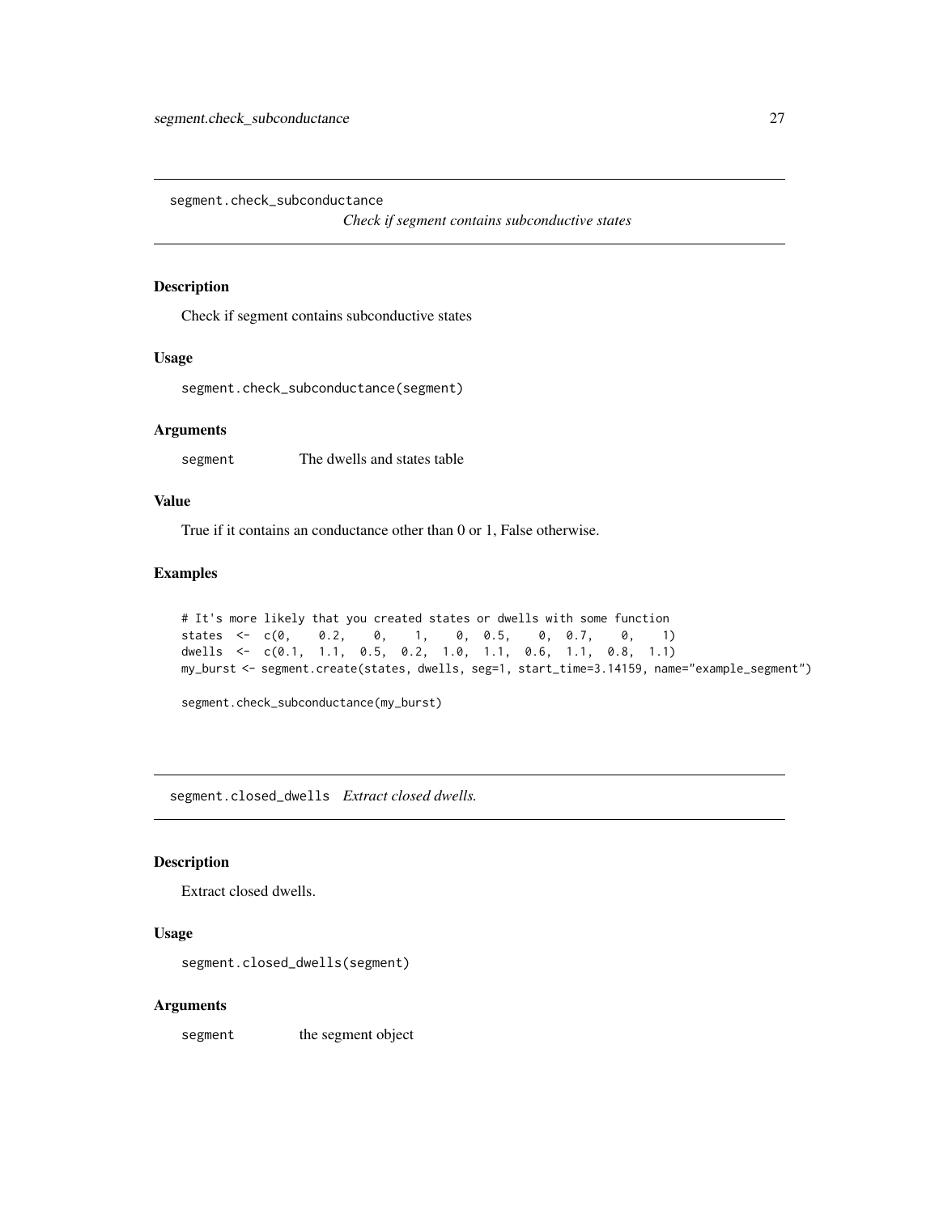## segment.check_subconductance

*Check if segment contains subconductive states*

### Description

Check if segment contains subconductive states

### Usage

```
segment.check_subconductance(segment)
```

### Arguments

| | |
|---|---|
| segment | The dwells and states table |

### Value

True if it contains an conductance other than 0 or 1, False otherwise.

### Examples

```
# It's more likely that you created states or dwells with some function
states  <-  c(0,    0.2,    0,    1,    0,  0.5,    0,  0.7,    0,    1)
dwells  <-  c(0.1,  1.1,  0.5,  0.2,  1.0,  1.1,  0.6,  1.1,  0.8,  1.1)
my_burst <- segment.create(states, dwells, seg=1, start_time=3.14159, name="example_segment")

segment.check_subconductance(my_burst)
```

## segment.closed_dwells

*Extract closed dwells.*

### Description

Extract closed dwells.

### Usage

```
segment.closed_dwells(segment)
```

### Arguments

| | |
|---|---|
| segment | the segment object |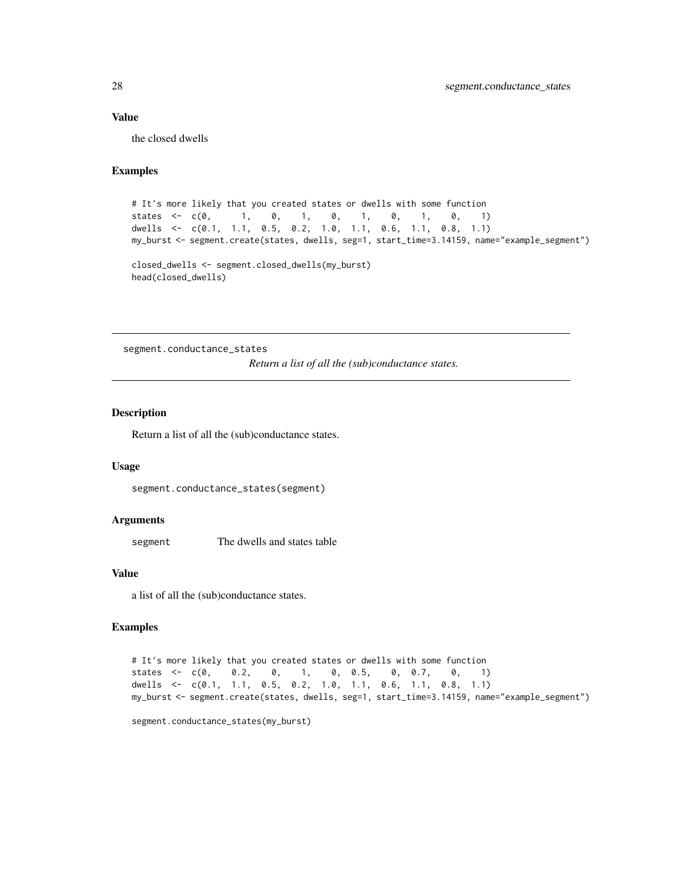### Value

the closed dwells

### Examples

```
# It's more likely that you created states or dwells with some function
states  <-  c(0,      1,    0,    1,    0,    1,    0,    1,    0,    1)
dwells  <-  c(0.1,  1.1,  0.5,  0.2,  1.0,  1.1,  0.6,  1.1,  0.8,  1.1)
my_burst <- segment.create(states, dwells, seg=1, start_time=3.14159, name="example_segment")

closed_dwells <- segment.closed_dwells(my_burst)
head(closed_dwells)
```

---

## segment.conductance_states

*Return a list of all the (sub)conductance states.*

---

### Description

Return a list of all the (sub)conductance states.

### Usage

```
segment.conductance_states(segment)
```

### Arguments

| | |
|---|---|
| segment | The dwells and states table |

### Value

a list of all the (sub)conductance states.

### Examples

```
# It's more likely that you created states or dwells with some function
states  <-  c(0,    0.2,    0,    1,    0,  0.5,    0,  0.7,    0,    1)
dwells  <-  c(0.1,  1.1,  0.5,  0.2,  1.0,  1.1,  0.6,  1.1,  0.8,  1.1)
my_burst <- segment.create(states, dwells, seg=1, start_time=3.14159, name="example_segment")

segment.conductance_states(my_burst)
```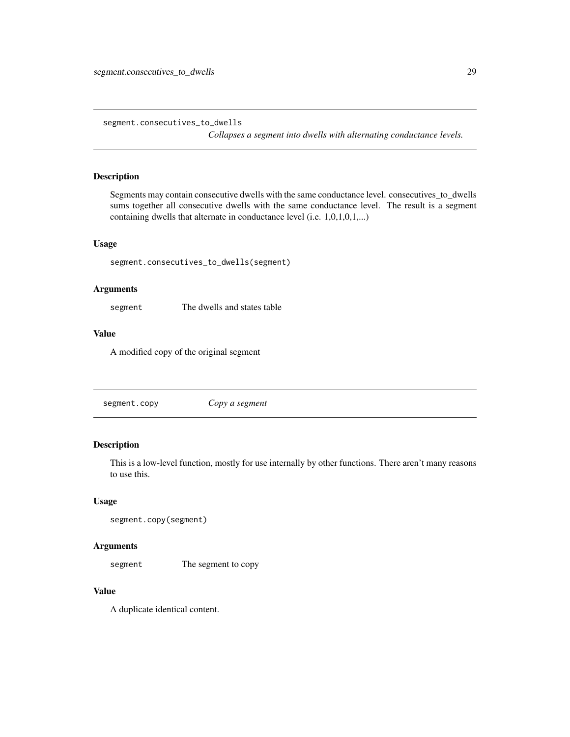## segment.consecutives_to_dwells

*Collapses a segment into dwells with alternating conductance levels.*

### Description

Segments may contain consecutive dwells with the same conductance level. consecutives_to_dwells sums together all consecutive dwells with the same conductance level. The result is a segment containing dwells that alternate in conductance level (i.e. 1,0,1,0,1,...)

### Usage

```
segment.consecutives_to_dwells(segment)
```

### Arguments

| | |
|---|---|
| `segment` | The dwells and states table |

### Value

A modified copy of the original segment

## segment.copy

*Copy a segment*

### Description

This is a low-level function, mostly for use internally by other functions. There aren't many reasons to use this.

### Usage

```
segment.copy(segment)
```

### Arguments

| | |
|---|---|
| `segment` | The segment to copy |

### Value

A duplicate identical content.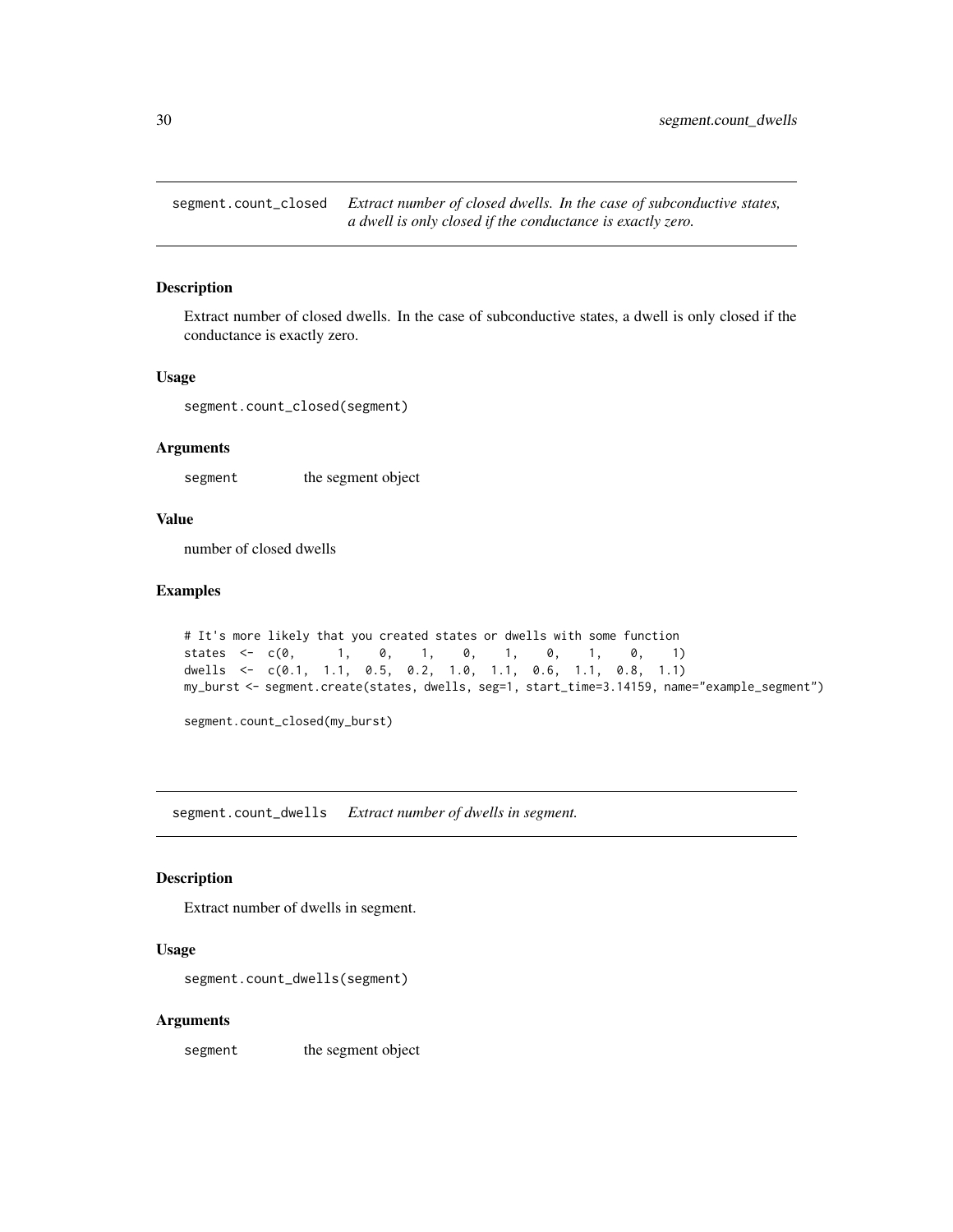## segment.count_closed

*Extract number of closed dwells. In the case of subconductive states, a dwell is only closed if the conductance is exactly zero.*

### Description

Extract number of closed dwells. In the case of subconductive states, a dwell is only closed if the conductance is exactly zero.

### Usage

```
segment.count_closed(segment)
```

### Arguments

segment     the segment object

### Value

number of closed dwells

### Examples

```
# It's more likely that you created states or dwells with some function
states  <-  c(0,      1,    0,    1,    0,    1,    0,    1,    0,    1)
dwells  <-  c(0.1,  1.1,  0.5,  0.2,  1.0,  1.1,  0.6,  1.1,  0.8,  1.1)
my_burst <- segment.create(states, dwells, seg=1, start_time=3.14159, name="example_segment")

segment.count_closed(my_burst)
```

## segment.count_dwells

*Extract number of dwells in segment.*

### Description

Extract number of dwells in segment.

### Usage

```
segment.count_dwells(segment)
```

### Arguments

segment     the segment object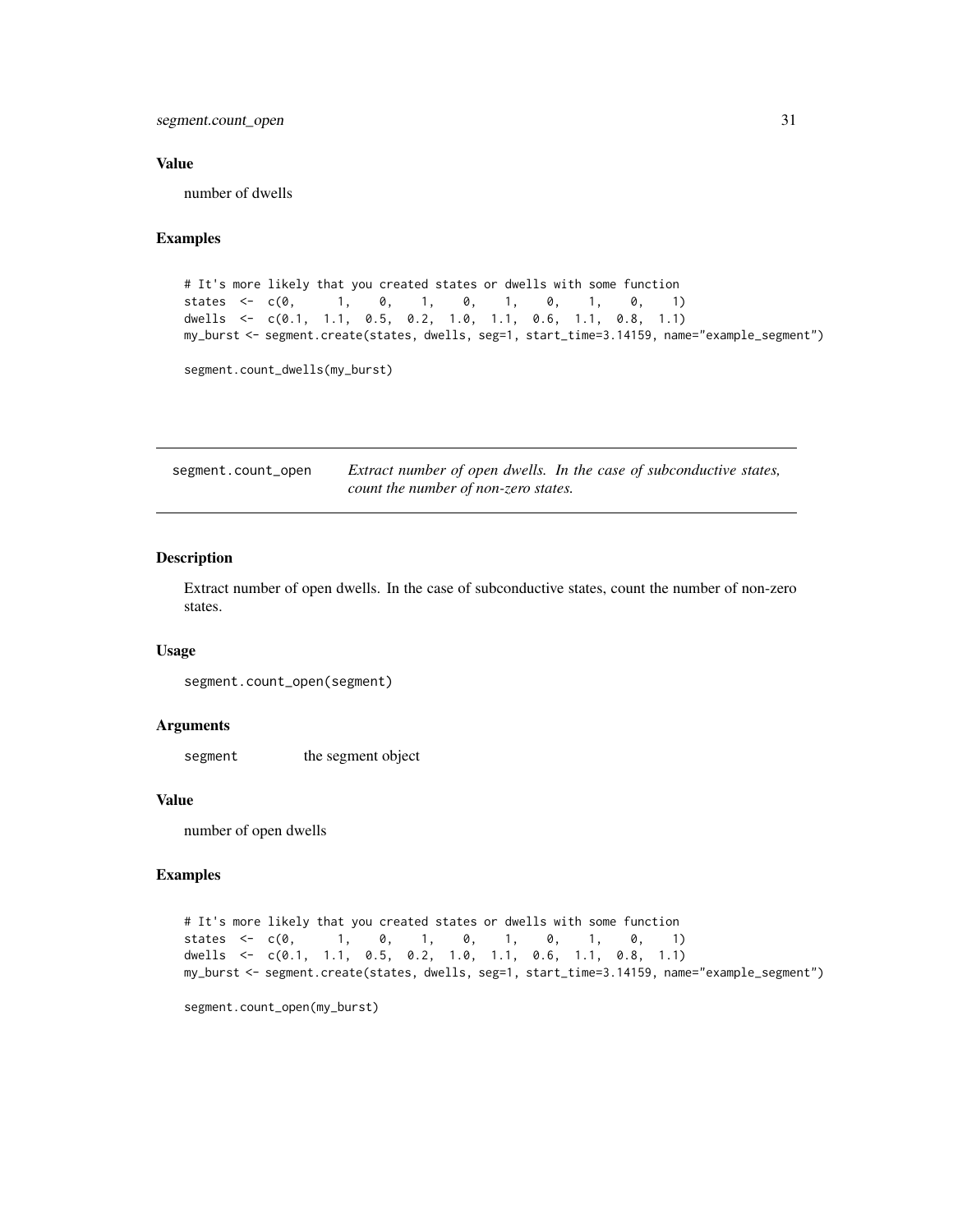### Value

number of dwells

### Examples

```
# It's more likely that you created states or dwells with some function
states  <-  c(0,      1,    0,    1,    0,    1,    0,    1,    0,    1)
dwells  <-  c(0.1,  1.1,  0.5,  0.2,  1.0,  1.1,  0.6,  1.1,  0.8,  1.1)
my_burst <- segment.create(states, dwells, seg=1, start_time=3.14159, name="example_segment")

segment.count_dwells(my_burst)
```

---

## segment.count_open — *Extract number of open dwells. In the case of subconductive states, count the number of non-zero states.*

---

### Description

Extract number of open dwells. In the case of subconductive states, count the number of non-zero states.

### Usage

```
segment.count_open(segment)
```

### Arguments

segment — the segment object

### Value

number of open dwells

### Examples

```
# It's more likely that you created states or dwells with some function
states  <-  c(0,      1,    0,    1,    0,    1,    0,    1,    0,    1)
dwells  <-  c(0.1,  1.1,  0.5,  0.2,  1.0,  1.1,  0.6,  1.1,  0.8,  1.1)
my_burst <- segment.create(states, dwells, seg=1, start_time=3.14159, name="example_segment")

segment.count_open(my_burst)
```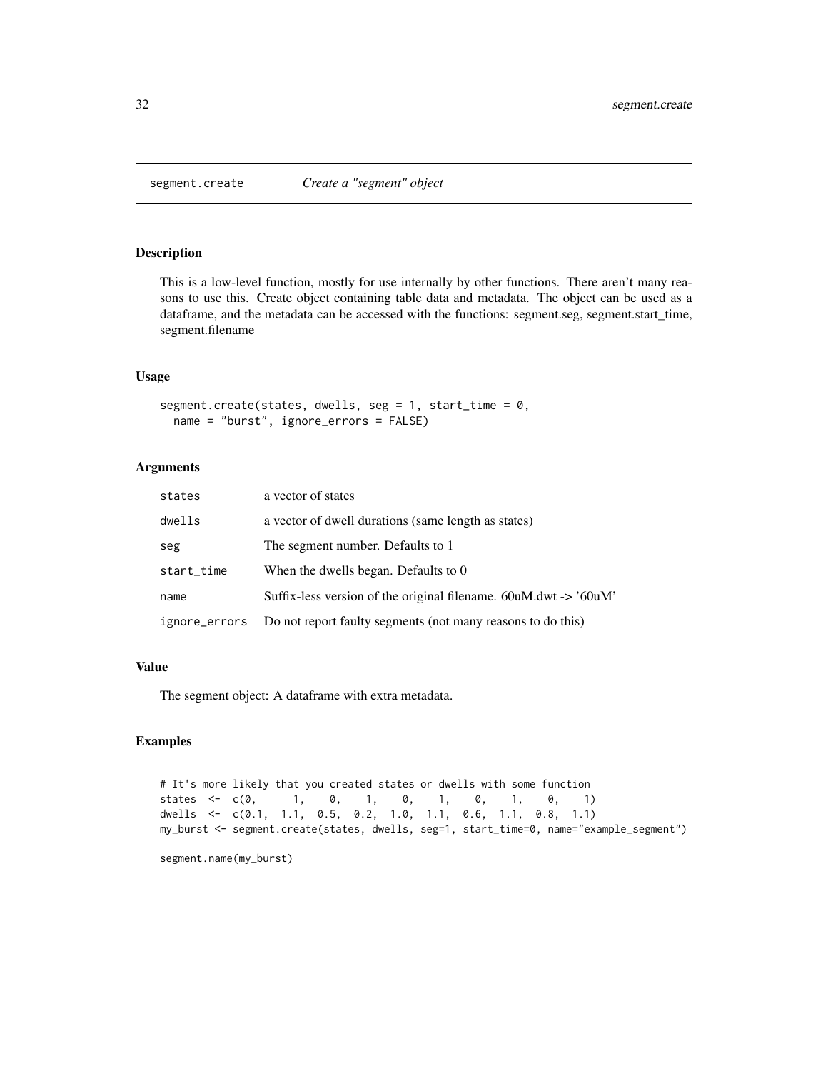# segment.create — *Create a "segment" object*

## Description

This is a low-level function, mostly for use internally by other functions. There aren't many reasons to use this. Create object containing table data and metadata. The object can be used as a dataframe, and the metadata can be accessed with the functions: segment.seg, segment.start_time, segment.filename

## Usage

```
segment.create(states, dwells, seg = 1, start_time = 0,
  name = "burst", ignore_errors = FALSE)
```

## Arguments

| | |
|---|---|
| states | a vector of states |
| dwells | a vector of dwell durations (same length as states) |
| seg | The segment number. Defaults to 1 |
| start_time | When the dwells began. Defaults to 0 |
| name | Suffix-less version of the original filename. 60uM.dwt -> '60uM' |
| ignore_errors | Do not report faulty segments (not many reasons to do this) |

## Value

The segment object: A dataframe with extra metadata.

## Examples

```
# It's more likely that you created states or dwells with some function
states  <-  c(0,      1,    0,    1,    0,    1,    0,    1,    0,    1)
dwells  <-  c(0.1,  1.1,  0.5,  0.2,  1.0,  1.1,  0.6,  1.1,  0.8,  1.1)
my_burst <- segment.create(states, dwells, seg=1, start_time=0, name="example_segment")

segment.name(my_burst)
```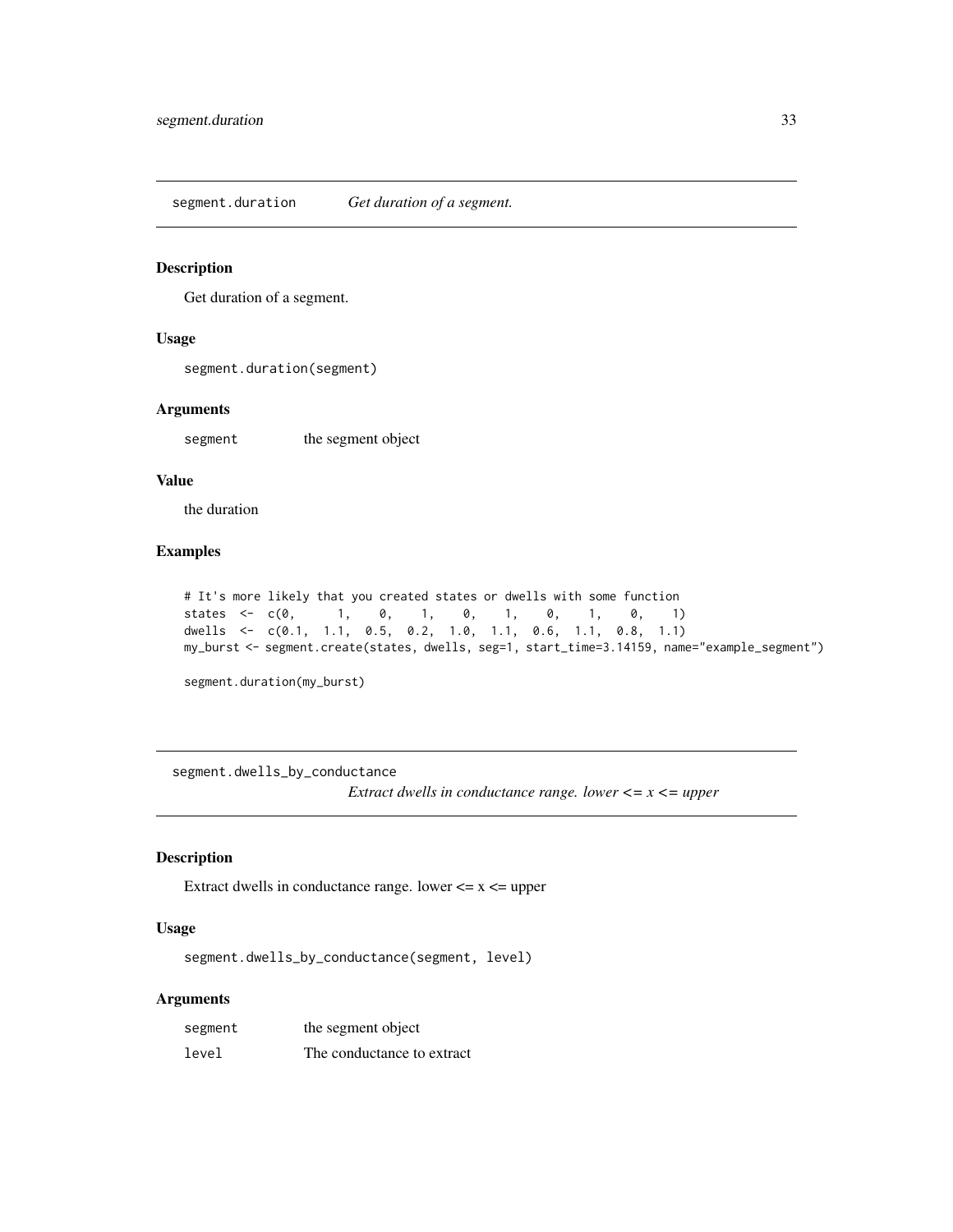## segment.duration *Get duration of a segment.*

### Description

Get duration of a segment.

### Usage

```
segment.duration(segment)
```

### Arguments

| | |
|---|---|
| segment | the segment object |

### Value

the duration

### Examples

```
# It's more likely that you created states or dwells with some function
states  <-  c(0,      1,    0,    1,    0,    1,    0,    1,    0,    1)
dwells  <-  c(0.1,  1.1,  0.5,  0.2,  1.0,  1.1,  0.6,  1.1,  0.8,  1.1)
my_burst <- segment.create(states, dwells, seg=1, start_time=3.14159, name="example_segment")

segment.duration(my_burst)
```

## segment.dwells_by_conductance *Extract dwells in conductance range. lower <= x <= upper*

### Description

Extract dwells in conductance range. lower <= x <= upper

### Usage

```
segment.dwells_by_conductance(segment, level)
```

### Arguments

| | |
|---|---|
| segment | the segment object |
| level | The conductance to extract |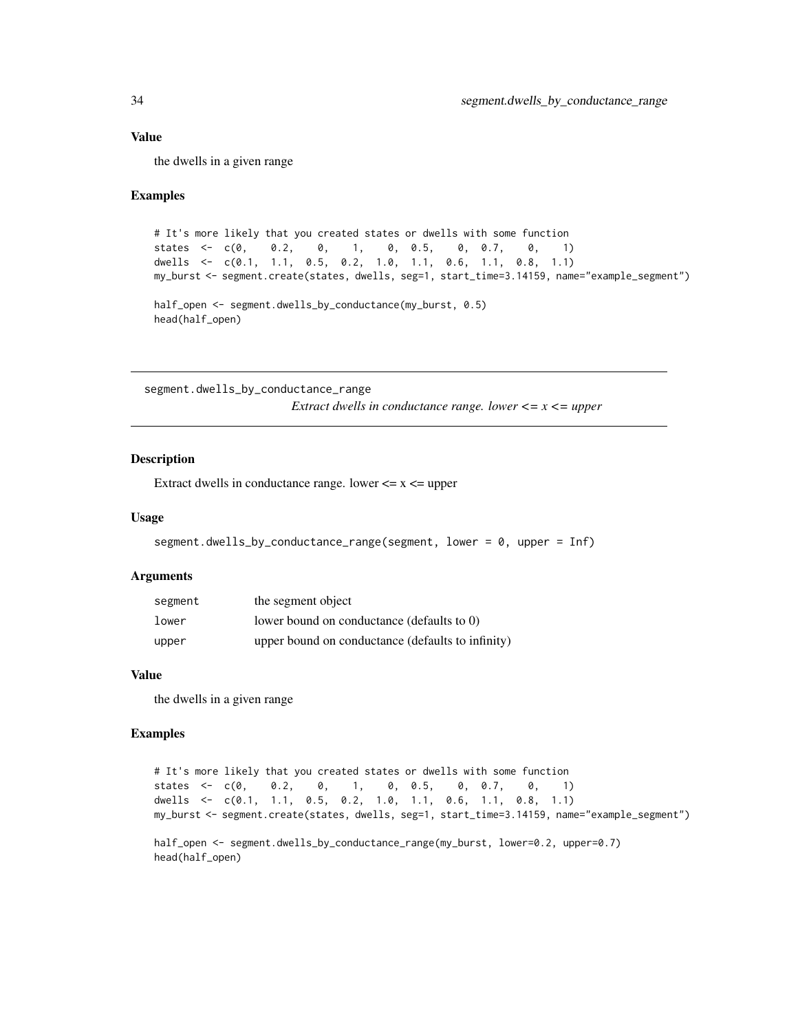### Value

the dwells in a given range

### Examples

```
# It's more likely that you created states or dwells with some function
states  <-  c(0,    0.2,    0,    1,    0,  0.5,    0,  0.7,    0,    1)
dwells  <-  c(0.1,  1.1,  0.5,  0.2,  1.0,  1.1,  0.6,  1.1,  0.8,  1.1)
my_burst <- segment.create(states, dwells, seg=1, start_time=3.14159, name="example_segment")

half_open <- segment.dwells_by_conductance(my_burst, 0.5)
head(half_open)
```

---

## segment.dwells_by_conductance_range

*Extract dwells in conductance range. lower <= x <= upper*

### Description

Extract dwells in conductance range. lower <= x <= upper

### Usage

```
segment.dwells_by_conductance_range(segment, lower = 0, upper = Inf)
```

### Arguments

| | |
|---|---|
| segment | the segment object |
| lower | lower bound on conductance (defaults to 0) |
| upper | upper bound on conductance (defaults to infinity) |

### Value

the dwells in a given range

### Examples

```
# It's more likely that you created states or dwells with some function
states  <-  c(0,    0.2,    0,    1,    0,  0.5,    0,  0.7,    0,    1)
dwells  <-  c(0.1,  1.1,  0.5,  0.2,  1.0,  1.1,  0.6,  1.1,  0.8,  1.1)
my_burst <- segment.create(states, dwells, seg=1, start_time=3.14159, name="example_segment")

half_open <- segment.dwells_by_conductance_range(my_burst, lower=0.2, upper=0.7)
head(half_open)
```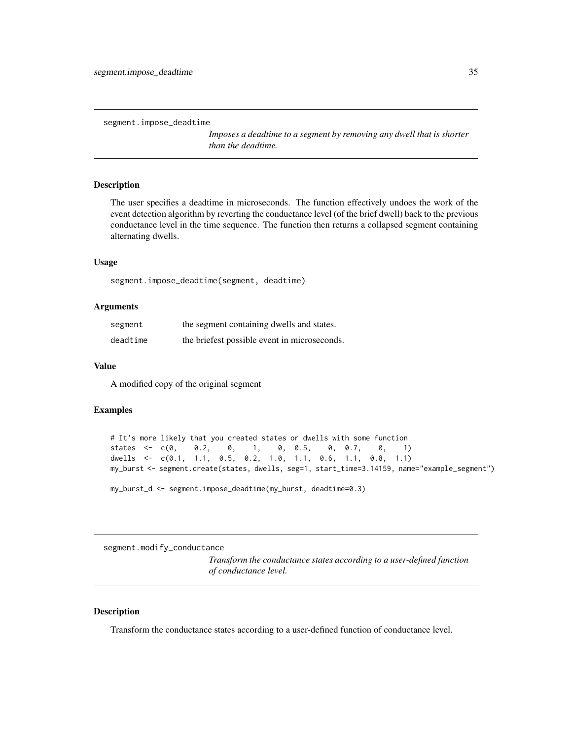## segment.impose_deadtime

*Imposes a deadtime to a segment by removing any dwell that is shorter than the deadtime.*

### Description

The user specifies a deadtime in microseconds. The function effectively undoes the work of the event detection algorithm by reverting the conductance level (of the brief dwell) back to the previous conductance level in the time sequence. The function then returns a collapsed segment containing alternating dwells.

### Usage

```
segment.impose_deadtime(segment, deadtime)
```

### Arguments

| | |
|---|---|
| segment | the segment containing dwells and states. |
| deadtime | the briefest possible event in microseconds. |

### Value

A modified copy of the original segment

### Examples

```
# It's more likely that you created states or dwells with some function
states  <-  c(0,    0.2,    0,    1,    0,  0.5,    0,  0.7,    0,    1)
dwells  <-  c(0.1,  1.1,  0.5,  0.2,  1.0,  1.1,  0.6,  1.1,  0.8,  1.1)
my_burst <- segment.create(states, dwells, seg=1, start_time=3.14159, name="example_segment")

my_burst_d <- segment.impose_deadtime(my_burst, deadtime=0.3)
```

## segment.modify_conductance

*Transform the conductance states according to a user-defined function of conductance level.*

### Description

Transform the conductance states according to a user-defined function of conductance level.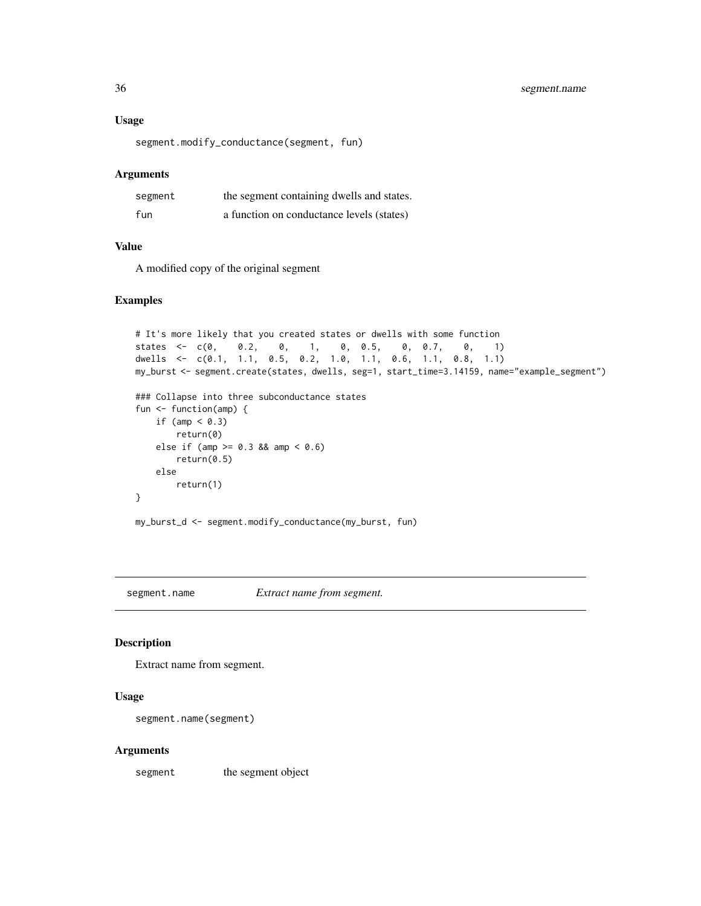### Usage

```
segment.modify_conductance(segment, fun)
```

### Arguments

| | |
|---|---|
| segment | the segment containing dwells and states. |
| fun | a function on conductance levels (states) |

### Value

A modified copy of the original segment

### Examples

```
# It's more likely that you created states or dwells with some function
states  <-  c(0,    0.2,    0,    1,    0,  0.5,    0,  0.7,    0,    1)
dwells  <-  c(0.1,  1.1,  0.5,  0.2,  1.0,  1.1,  0.6,  1.1,  0.8,  1.1)
my_burst <- segment.create(states, dwells, seg=1, start_time=3.14159, name="example_segment")

### Collapse into three subconductance states
fun <- function(amp) {
    if (amp < 0.3)
        return(0)
    else if (amp >= 0.3 && amp < 0.6)
        return(0.5)
    else
        return(1)
}

my_burst_d <- segment.modify_conductance(my_burst, fun)
```

---

## segment.name — *Extract name from segment.*

### Description

Extract name from segment.

### Usage

```
segment.name(segment)
```

### Arguments

| | |
|---|---|
| segment | the segment object |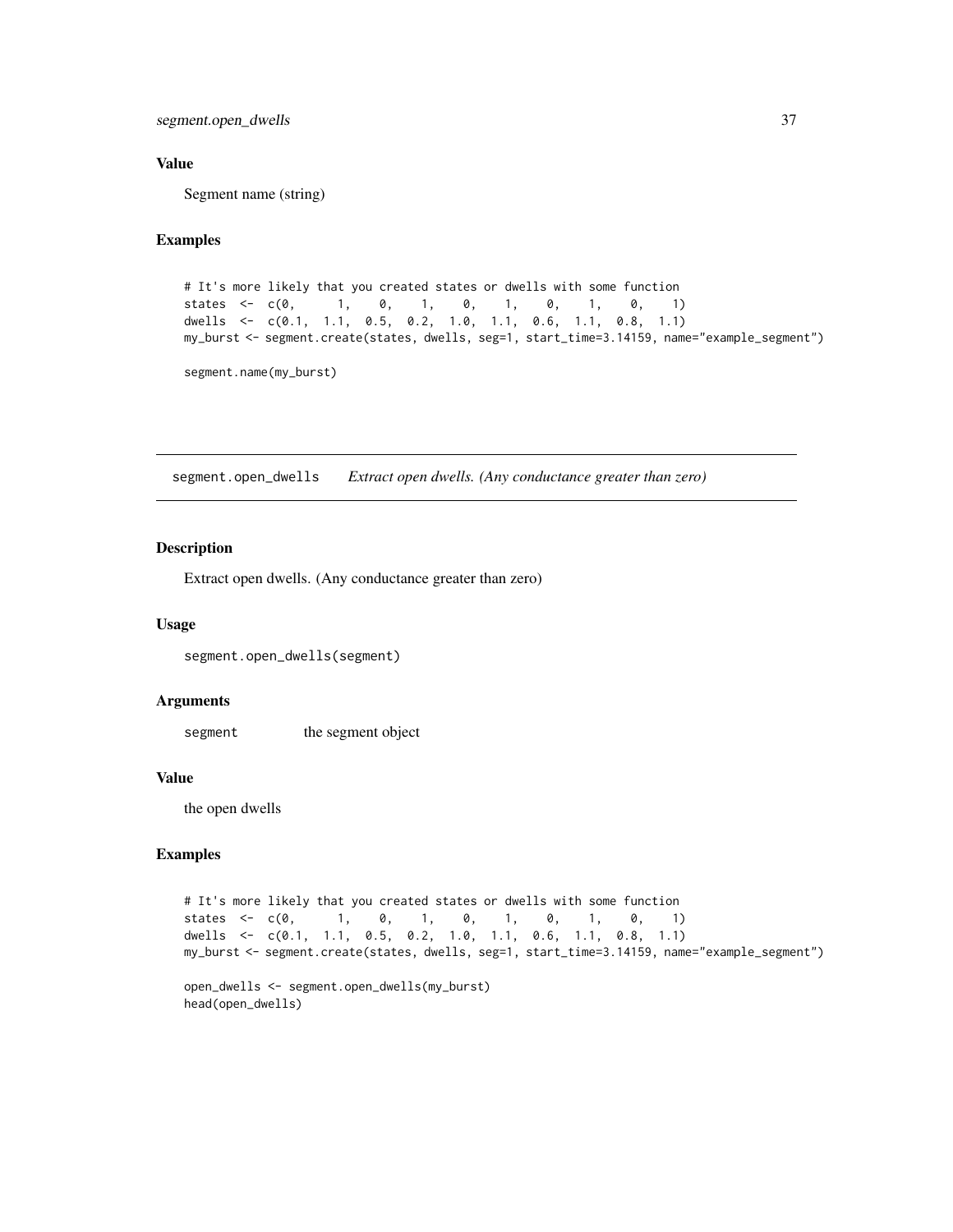### Value

Segment name (string)

### Examples

```
# It's more likely that you created states or dwells with some function
states  <-  c(0,      1,    0,    1,    0,    1,    0,    1,    0,    1)
dwells  <-  c(0.1,  1.1,  0.5,  0.2,  1.0,  1.1,  0.6,  1.1,  0.8,  1.1)
my_burst <- segment.create(states, dwells, seg=1, start_time=3.14159, name="example_segment")

segment.name(my_burst)
```

---

## segment.open_dwells    *Extract open dwells. (Any conductance greater than zero)*

---

### Description

Extract open dwells. (Any conductance greater than zero)

### Usage

```
segment.open_dwells(segment)
```

### Arguments

| | |
|---|---|
| `segment` | the segment object |

### Value

the open dwells

### Examples

```
# It's more likely that you created states or dwells with some function
states  <-  c(0,      1,    0,    1,    0,    1,    0,    1,    0,    1)
dwells  <-  c(0.1,  1.1,  0.5,  0.2,  1.0,  1.1,  0.6,  1.1,  0.8,  1.1)
my_burst <- segment.create(states, dwells, seg=1, start_time=3.14159, name="example_segment")

open_dwells <- segment.open_dwells(my_burst)
head(open_dwells)
```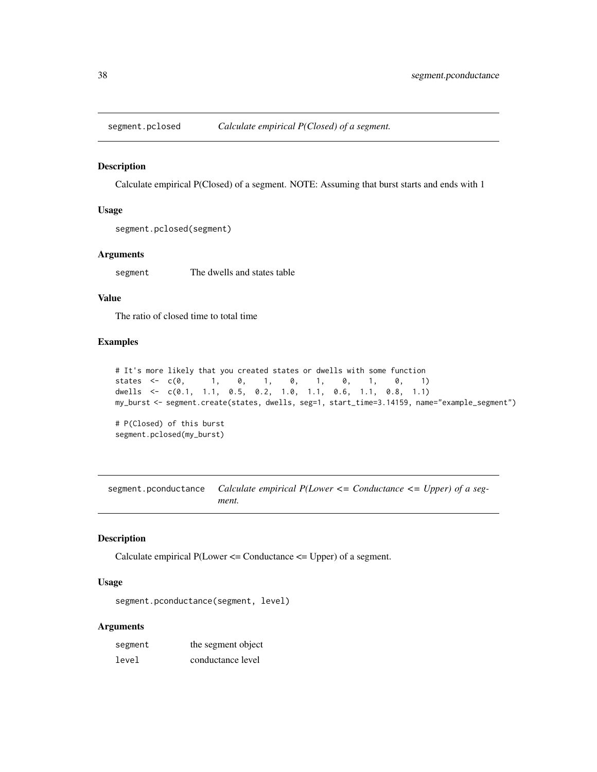## segment.pclosed — *Calculate empirical P(Closed) of a segment.*

### Description

Calculate empirical P(Closed) of a segment. NOTE: Assuming that burst starts and ends with 1

### Usage

```
segment.pclosed(segment)
```

### Arguments

| | |
|---|---|
| segment | The dwells and states table |

### Value

The ratio of closed time to total time

### Examples

```
# It's more likely that you created states or dwells with some function
states  <-  c(0,      1,    0,    1,    0,    1,    0,    1,    0,    1)
dwells  <-  c(0.1,  1.1,  0.5,  0.2,  1.0,  1.1,  0.6,  1.1,  0.8,  1.1)
my_burst <- segment.create(states, dwells, seg=1, start_time=3.14159, name="example_segment")

# P(Closed) of this burst
segment.pclosed(my_burst)
```

## segment.pconductance — *Calculate empirical P(Lower <= Conductance <= Upper) of a segment.*

### Description

Calculate empirical P(Lower <= Conductance <= Upper) of a segment.

### Usage

```
segment.pconductance(segment, level)
```

### Arguments

| | |
|---|---|
| segment | the segment object |
| level | conductance level |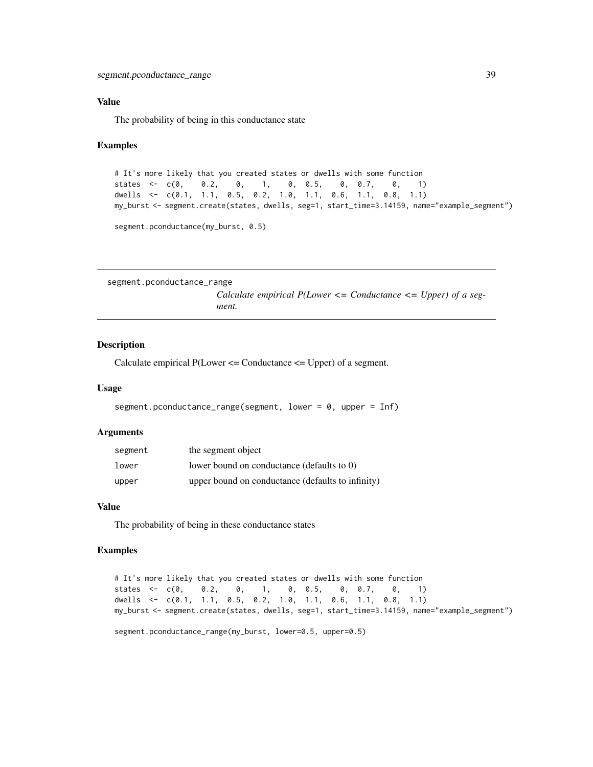### Value

The probability of being in this conductance state

### Examples

```
# It's more likely that you created states or dwells with some function
states  <-  c(0,    0.2,    0,    1,    0,  0.5,    0,  0.7,    0,    1)
dwells  <-  c(0.1,  1.1,  0.5,  0.2,  1.0,  1.1,  0.6,  1.1,  0.8,  1.1)
my_burst <- segment.create(states, dwells, seg=1, start_time=3.14159, name="example_segment")

segment.pconductance(my_burst, 0.5)
```

---

## segment.pconductance_range

*Calculate empirical P(Lower <= Conductance <= Upper) of a segment.*

### Description

Calculate empirical P(Lower <= Conductance <= Upper) of a segment.

### Usage

```
segment.pconductance_range(segment, lower = 0, upper = Inf)
```

### Arguments

| | |
|---|---|
| `segment` | the segment object |
| `lower` | lower bound on conductance (defaults to 0) |
| `upper` | upper bound on conductance (defaults to infinity) |

### Value

The probability of being in these conductance states

### Examples

```
# It's more likely that you created states or dwells with some function
states  <-  c(0,    0.2,    0,    1,    0,  0.5,    0,  0.7,    0,    1)
dwells  <-  c(0.1,  1.1,  0.5,  0.2,  1.0,  1.1,  0.6,  1.1,  0.8,  1.1)
my_burst <- segment.create(states, dwells, seg=1, start_time=3.14159, name="example_segment")

segment.pconductance_range(my_burst, lower=0.5, upper=0.5)
```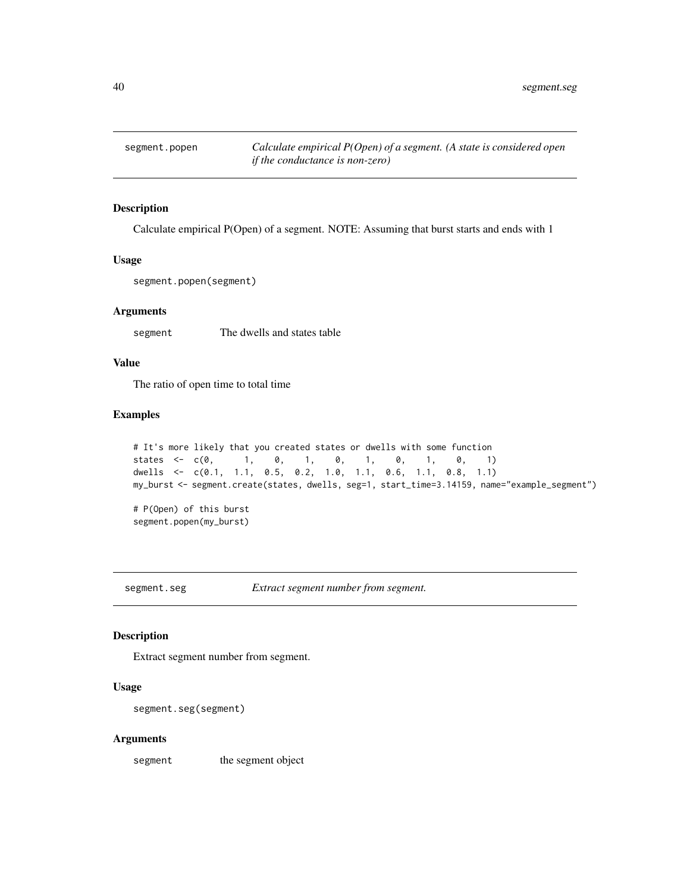## segment.popen — *Calculate empirical P(Open) of a segment. (A state is considered open if the conductance is non-zero)*

### Description

Calculate empirical P(Open) of a segment. NOTE: Assuming that burst starts and ends with 1

### Usage

```
segment.popen(segment)
```

### Arguments

| | |
|---|---|
| segment | The dwells and states table |

### Value

The ratio of open time to total time

### Examples

```
# It's more likely that you created states or dwells with some function
states  <-  c(0,      1,    0,    1,    0,    1,    0,    1,    0,    1)
dwells  <-  c(0.1,  1.1,  0.5,  0.2,  1.0,  1.1,  0.6,  1.1,  0.8,  1.1)
my_burst <- segment.create(states, dwells, seg=1, start_time=3.14159, name="example_segment")

# P(Open) of this burst
segment.popen(my_burst)
```

## segment.seg — *Extract segment number from segment.*

### Description

Extract segment number from segment.

### Usage

```
segment.seg(segment)
```

### Arguments

| | |
|---|---|
| segment | the segment object |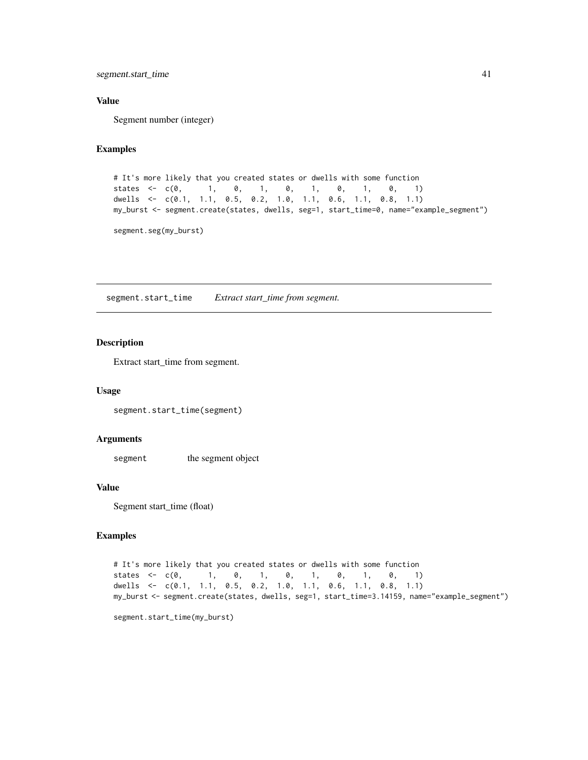### Value

Segment number (integer)

### Examples

```
# It's more likely that you created states or dwells with some function
states  <-  c(0,     1,    0,    1,    0,    1,    0,    1,    0,    1)
dwells  <-  c(0.1,  1.1,  0.5,  0.2,  1.0,  1.1,  0.6,  1.1,  0.8,  1.1)
my_burst <- segment.create(states, dwells, seg=1, start_time=0, name="example_segment")

segment.seg(my_burst)
```

---

## segment.start_time *Extract start_time from segment.*

---

### Description

Extract start_time from segment.

### Usage

```
segment.start_time(segment)
```

### Arguments

| | |
|---|---|
| segment | the segment object |

### Value

Segment start_time (float)

### Examples

```
# It's more likely that you created states or dwells with some function
states  <-  c(0,     1,    0,    1,    0,    1,    0,    1,    0,    1)
dwells  <-  c(0.1,  1.1,  0.5,  0.2,  1.0,  1.1,  0.6,  1.1,  0.8,  1.1)
my_burst <- segment.create(states, dwells, seg=1, start_time=3.14159, name="example_segment")

segment.start_time(my_burst)
```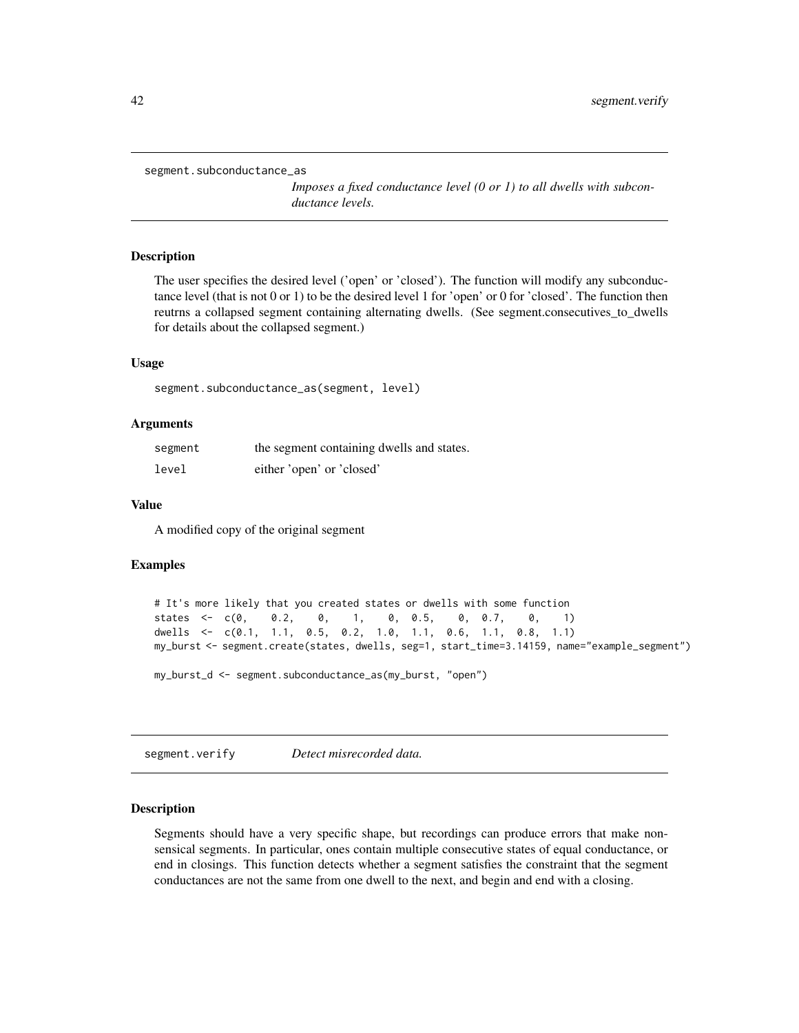## segment.subconductance_as

*Imposes a fixed conductance level (0 or 1) to all dwells with subconductance levels.*

### Description

The user specifies the desired level ('open' or 'closed'). The function will modify any subconductance level (that is not 0 or 1) to be the desired level 1 for 'open' or 0 for 'closed'. The function then reutrns a collapsed segment containing alternating dwells. (See segment.consecutives_to_dwells for details about the collapsed segment.)

### Usage

```
segment.subconductance_as(segment, level)
```

### Arguments

| | |
|---|---|
| segment | the segment containing dwells and states. |
| level | either 'open' or 'closed' |

### Value

A modified copy of the original segment

### Examples

```
# It's more likely that you created states or dwells with some function
states  <-  c(0,    0.2,    0,    1,    0,  0.5,    0,  0.7,    0,    1)
dwells  <-  c(0.1,  1.1,  0.5,  0.2,  1.0,  1.1,  0.6,  1.1,  0.8,  1.1)
my_burst <- segment.create(states, dwells, seg=1, start_time=3.14159, name="example_segment")

my_burst_d <- segment.subconductance_as(my_burst, "open")
```

## segment.verify

*Detect misrecorded data.*

### Description

Segments should have a very specific shape, but recordings can produce errors that make non-sensical segments. In particular, ones contain multiple consecutive states of equal conductance, or end in closings. This function detects whether a segment satisfies the constraint that the segment conductances are not the same from one dwell to the next, and begin and end with a closing.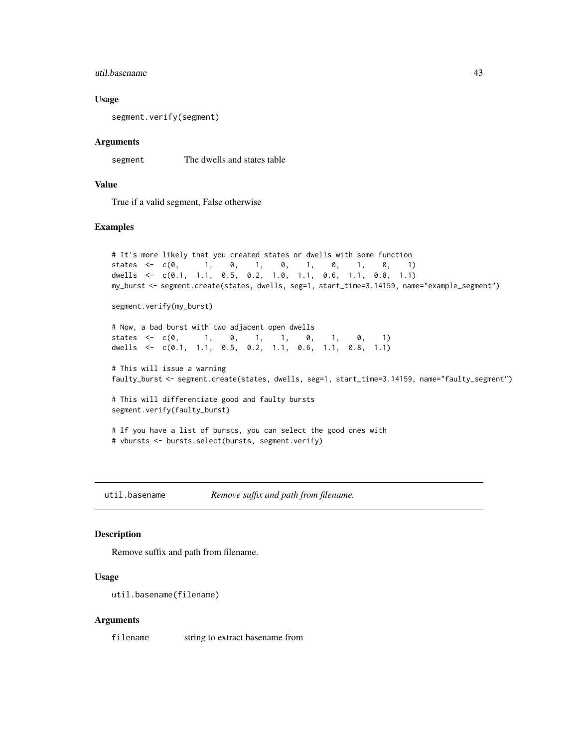### Usage

```
segment.verify(segment)
```

### Arguments

| | |
|---|---|
| segment | The dwells and states table |

### Value

True if a valid segment, False otherwise

### Examples

```
# It's more likely that you created states or dwells with some function
states  <-  c(0,      1,    0,    1,    0,    1,    0,    1,    0,    1)
dwells  <-  c(0.1,  1.1,  0.5,  0.2,  1.0,  1.1,  0.6,  1.1,  0.8,  1.1)
my_burst <- segment.create(states, dwells, seg=1, start_time=3.14159, name="example_segment")

segment.verify(my_burst)

# Now, a bad burst with two adjacent open dwells
states  <-  c(0,      1,    0,    1,    1,    0,    1,    0,    1)
dwells  <-  c(0.1,  1.1,  0.5,  0.2,  1.1,  0.6,  1.1,  0.8,  1.1)

# This will issue a warning
faulty_burst <- segment.create(states, dwells, seg=1, start_time=3.14159, name="faulty_segment")

# This will differentiate good and faulty bursts
segment.verify(faulty_burst)

# If you have a list of bursts, you can select the good ones with
# vbursts <- bursts.select(bursts, segment.verify)
```

---

## util.basename — *Remove suffix and path from filename.*

### Description

Remove suffix and path from filename.

### Usage

```
util.basename(filename)
```

### Arguments

| | |
|---|---|
| filename | string to extract basename from |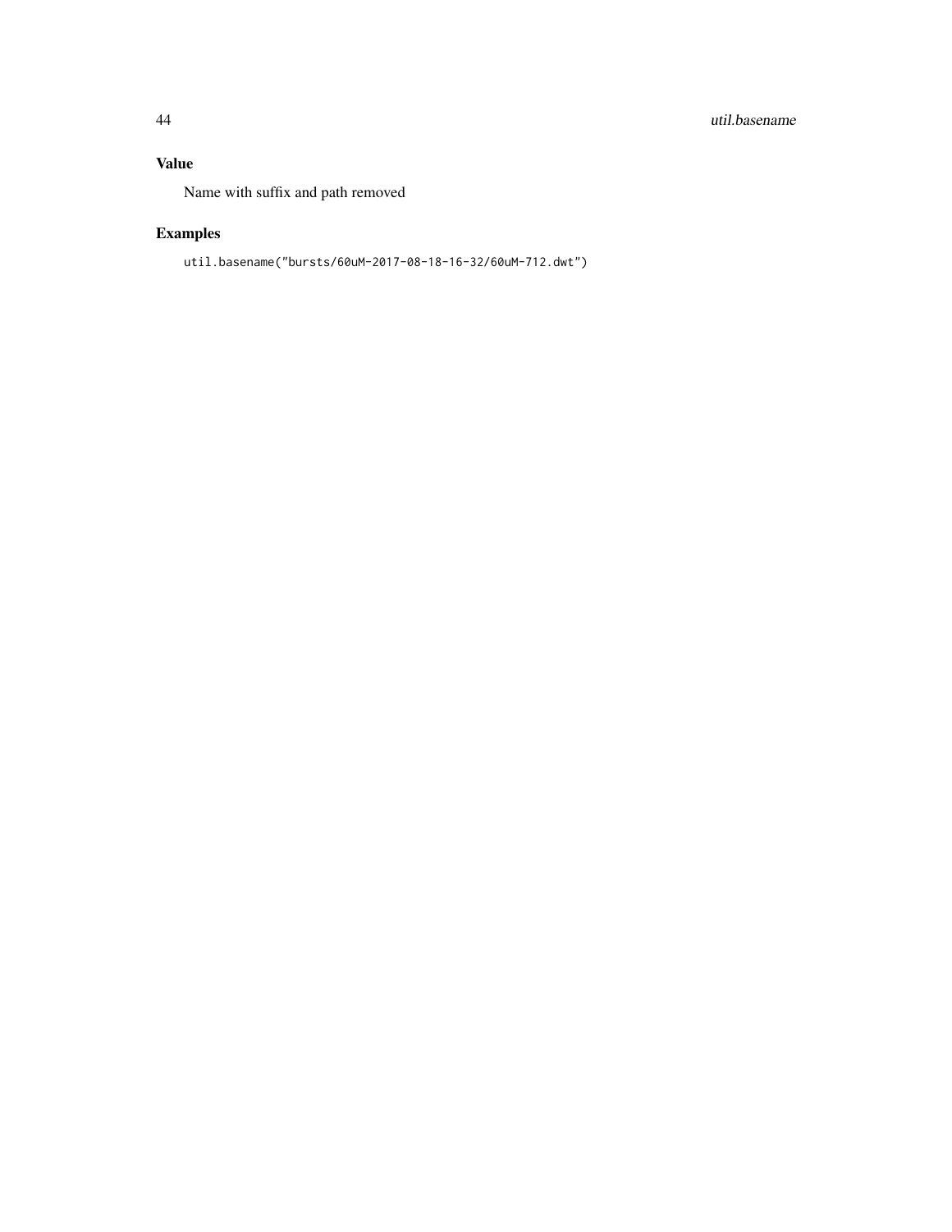## Value

Name with suffix and path removed

## Examples

```
util.basename("bursts/60uM-2017-08-18-16-32/60uM-712.dwt")
```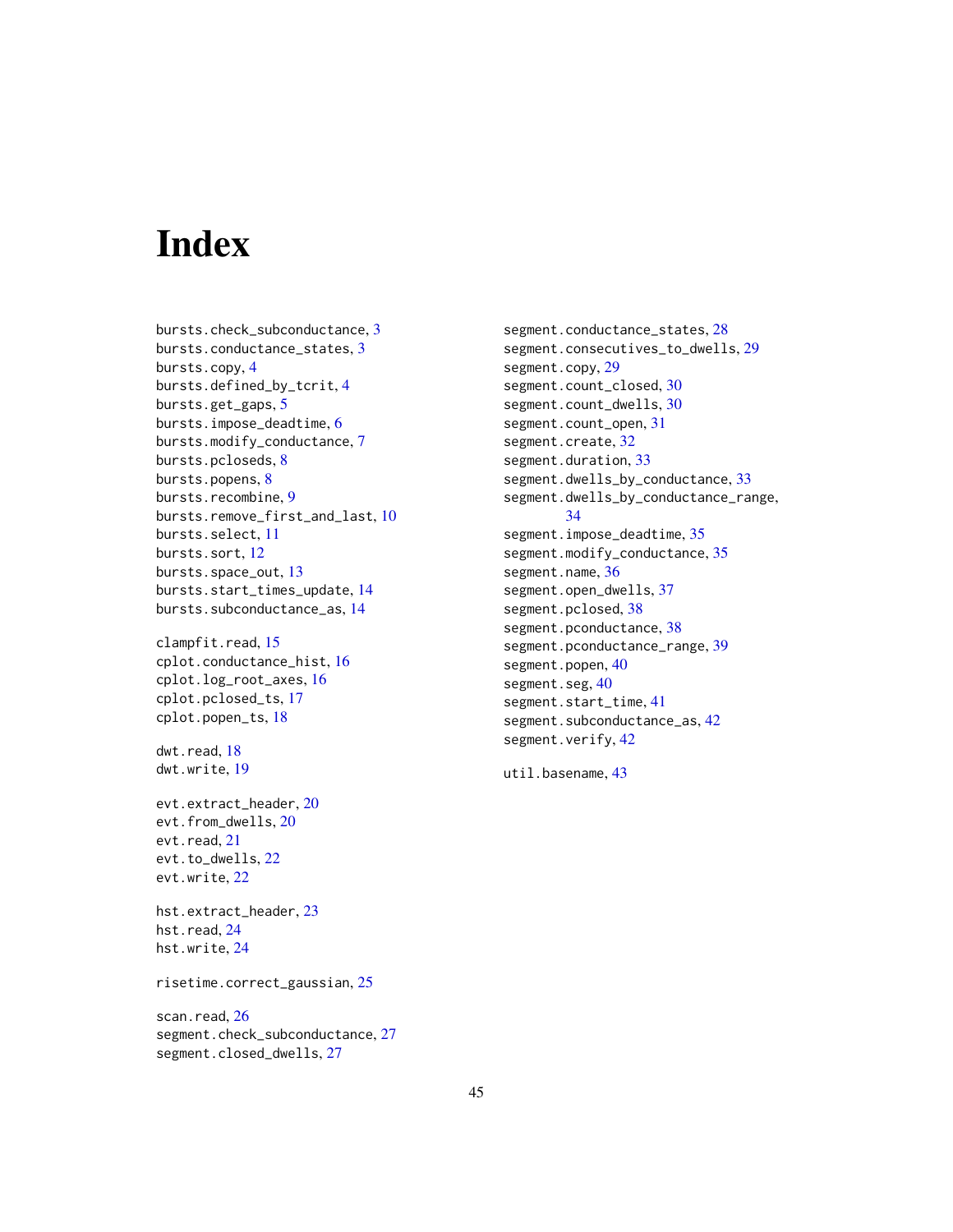# Index

bursts.check_subconductance, 3
bursts.conductance_states, 3
bursts.copy, 4
bursts.defined_by_tcrit, 4
bursts.get_gaps, 5
bursts.impose_deadtime, 6
bursts.modify_conductance, 7
bursts.pcloseds, 8
bursts.popens, 8
bursts.recombine, 9
bursts.remove_first_and_last, 10
bursts.select, 11
bursts.sort, 12
bursts.space_out, 13
bursts.start_times_update, 14
bursts.subconductance_as, 14

clampfit.read, 15
cplot.conductance_hist, 16
cplot.log_root_axes, 16
cplot.pclosed_ts, 17
cplot.popen_ts, 18

dwt.read, 18
dwt.write, 19

evt.extract_header, 20
evt.from_dwells, 20
evt.read, 21
evt.to_dwells, 22
evt.write, 22

hst.extract_header, 23
hst.read, 24
hst.write, 24

risetime.correct_gaussian, 25

scan.read, 26
segment.check_subconductance, 27
segment.closed_dwells, 27
segment.conductance_states, 28
segment.consecutives_to_dwells, 29
segment.copy, 29
segment.count_closed, 30
segment.count_dwells, 30
segment.count_open, 31
segment.create, 32
segment.duration, 33
segment.dwells_by_conductance, 33
segment.dwells_by_conductance_range, 34
segment.impose_deadtime, 35
segment.modify_conductance, 35
segment.name, 36
segment.open_dwells, 37
segment.pclosed, 38
segment.pconductance, 38
segment.pconductance_range, 39
segment.popen, 40
segment.seg, 40
segment.start_time, 41
segment.subconductance_as, 42
segment.verify, 42

util.basename, 43